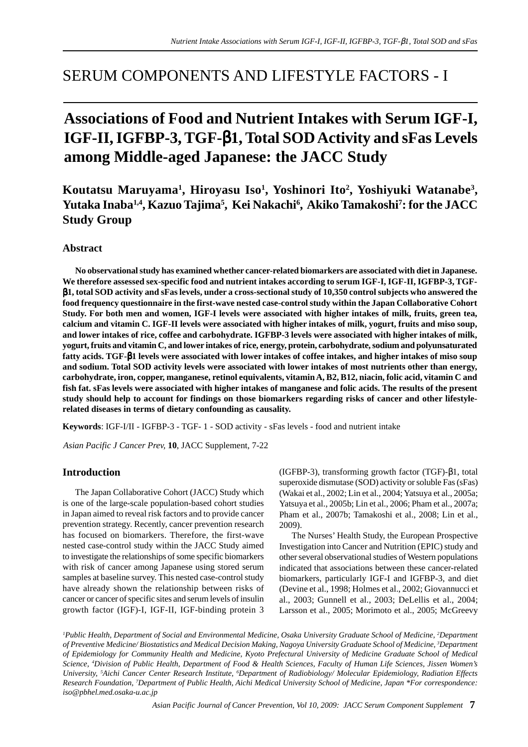# SERUM COMPONENTS AND LIFESTYLE FACTORS - I

## Associations of Food and Nutrient Intakes with Serum IGF-I, IGF-II, IGFBP-3, TGF-β1, Total SOD Activity and sFas Levels among Middle-aged Japanese: the JACC Study

**Koutatsu Maruyama[1], Hiroyasu Iso[1], Yoshinori Ito[2], Yoshiyuki Watanabe[3], Yutaka Inaba[1,4], Kazuo Tajima[5], Kei Nakachi[6], Akiko Tamakoshi[7]: for the JACC Study Group**

### Abstract

**No observational study has examined whether cancer-related biomarkers are associated with diet in Japanese. We therefore assessed sex-specific food and nutrient intakes according to serum IGF-I, IGF-II, IGFBP-3, TGF-β1, total SOD activity and sFas levels, under a cross-sectional study of 10,350 control subjects who answered the food frequency questionnaire in the first-wave nested case-control study within the Japan Collaborative Cohort Study. For both men and women, IGF-I levels were associated with higher intakes of milk, fruits, green tea, calcium and vitamin C. IGF-II levels were associated with higher intakes of milk, yogurt, fruits and miso soup, and lower intakes of rice, coffee and carbohydrate. IGFBP-3 levels were associated with higher intakes of milk, yogurt, fruits and vitamin C, and lower intakes of rice, energy, protein, carbohydrate, sodium and polyunsaturated fatty acids. TGF-β1 levels were associated with lower intakes of coffee intakes, and higher intakes of miso soup and sodium. Total SOD activity levels were associated with lower intakes of most nutrients other than energy, carbohydrate, iron, copper, manganese, retinol equivalents, vitamin A, B2, B12, niacin, folic acid, vitamin C and fish fat. sFas levels were associated with higher intakes of manganese and folic acids. The results of the present study should help to account for findings on those biomarkers regarding risks of cancer and other lifestyle-related diseases in terms of dietary confounding as causality.**

**Keywords**: IGF-I/II - IGFBP-3 - TGF- 1 - SOD activity - sFas levels - food and nutrient intake

*Asian Pacific J Cancer Prev,* **10**, JACC Supplement, 7-22

### Introduction

The Japan Collaborative Cohort (JACC) Study which is one of the large-scale population-based cohort studies in Japan aimed to reveal risk factors and to provide cancer prevention strategy. Recently, cancer prevention research has focused on biomarkers. Therefore, the first-wave nested case-control study within the JACC Study aimed to investigate the relationships of some specific biomarkers with risk of cancer among Japanese using stored serum samples at baseline survey. This nested case-control study have already shown the relationship between risks of cancer or cancer of specific sites and serum levels of insulin growth factor (IGF)-I, IGF-II, IGF-binding protein 3 (IGFBP-3), transforming growth factor (TGF)-β1, total superoxide dismutase (SOD) activity or soluble Fas (sFas) (Wakai et al., 2002; Lin et al., 2004; Yatsuya et al., 2005a; Yatsuya et al., 2005b; Lin et al., 2006; Pham et al., 2007a; Pham et al., 2007b; Tamakoshi et al., 2008; Lin et al., 2009).

The Nurses' Health Study, the European Prospective Investigation into Cancer and Nutrition (EPIC) study and other several observational studies of Western populations indicated that associations between these cancer-related biomarkers, particularly IGF-I and IGFBP-3, and diet (Devine et al., 1998; Holmes et al., 2002; Giovannucci et al., 2003; Gunnell et al., 2003; DeLellis et al., 2004; Larsson et al., 2005; Morimoto et al., 2005; McGreevy

*[1]Public Health, Department of Social and Environmental Medicine, Osaka University Graduate School of Medicine, [2]Department of Preventive Medicine/ Biostatistics and Medical Decision Making, Nagoya University Graduate School of Medicine, [3]Department of Epidemiology for Community Health and Medicine, Kyoto Prefectural University of Medicine Graduate School of Medical Science, [4]Division of Public Health, Department of Food & Health Sciences, Faculty of Human Life Sciences, Jissen Women's University, [5]Aichi Cancer Center Research Institute, [6]Department of Radiobiology/ Molecular Epidemiology, Radiation Effects Research Foundation, [7]Department of Public Health, Aichi Medical University School of Medicine, Japan \*For correspondence: iso@pbhel.med.osaka-u.ac.jp*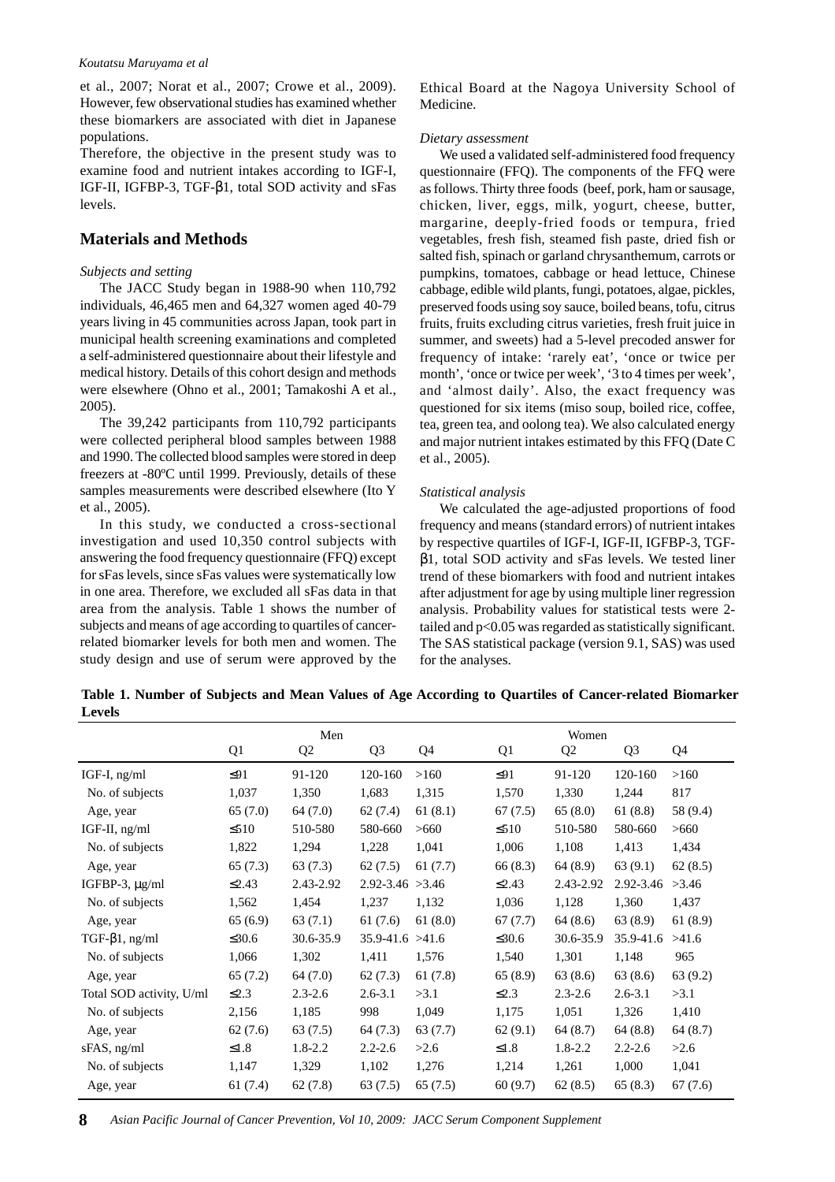et al., 2007; Norat et al., 2007; Crowe et al., 2009). However, few observational studies has examined whether these biomarkers are associated with diet in Japanese populations.

Therefore, the objective in the present study was to examine food and nutrient intakes according to IGF-I, IGF-II, IGFBP-3, TGF-β1, total SOD activity and sFas levels.

## Materials and Methods

*Subjects and setting*

The JACC Study began in 1988-90 when 110,792 individuals, 46,465 men and 64,327 women aged 40-79 years living in 45 communities across Japan, took part in municipal health screening examinations and completed a self-administered questionnaire about their lifestyle and medical history. Details of this cohort design and methods were elsewhere (Ohno et al., 2001; Tamakoshi A et al., 2005).

The 39,242 participants from 110,792 participants were collected peripheral blood samples between 1988 and 1990. The collected blood samples were stored in deep freezers at -80ºC until 1999. Previously, details of these samples measurements were described elsewhere (Ito Y et al., 2005).

In this study, we conducted a cross-sectional investigation and used 10,350 control subjects with answering the food frequency questionnaire (FFQ) except for sFas levels, since sFas values were systematically low in one area. Therefore, we excluded all sFas data in that area from the analysis. Table 1 shows the number of subjects and means of age according to quartiles of cancer-related biomarker levels for both men and women. The study design and use of serum were approved by the Ethical Board at the Nagoya University School of Medicine.

*Dietary assessment*

We used a validated self-administered food frequency questionnaire (FFQ). The components of the FFQ were as follows. Thirty three foods (beef, pork, ham or sausage, chicken, liver, eggs, milk, yogurt, cheese, butter, margarine, deeply-fried foods or tempura, fried vegetables, fresh fish, steamed fish paste, dried fish or salted fish, spinach or garland chrysanthemum, carrots or pumpkins, tomatoes, cabbage or head lettuce, Chinese cabbage, edible wild plants, fungi, potatoes, algae, pickles, preserved foods using soy sauce, boiled beans, tofu, citrus fruits, fruits excluding citrus varieties, fresh fruit juice in summer, and sweets) had a 5-level precoded answer for frequency of intake: 'rarely eat', 'once or twice per month', 'once or twice per week', '3 to 4 times per week', and 'almost daily'. Also, the exact frequency was questioned for six items (miso soup, boiled rice, coffee, tea, green tea, and oolong tea). We also calculated energy and major nutrient intakes estimated by this FFQ (Date C et al., 2005).

*Statistical analysis*

We calculated the age-adjusted proportions of food frequency and means (standard errors) of nutrient intakes by respective quartiles of IGF-I, IGF-II, IGFBP-3, TGF-β1, total SOD activity and sFas levels. We tested liner trend of these biomarkers with food and nutrient intakes after adjustment for age by using multiple liner regression analysis. Probability values for statistical tests were 2-tailed and $p<0.05$ was regarded as statistically significant. The SAS statistical package (version 9.1, SAS) was used for the analyses.

**Table 1. Number of Subjects and Mean Values of Age According to Quartiles of Cancer-related Biomarker Levels**

| | Men | | | | Women | | | |
|---|---|---|---|---|---|---|---|---|
| | Q1 | Q2 | Q3 | Q4 | Q1 | Q2 | Q3 | Q4 |
| IGF-I, ng/ml | ≤91 | 91-120 | 120-160 | >160 | ≤91 | 91-120 | 120-160 | >160 |
| No. of subjects | 1,037 | 1,350 | 1,683 | 1,315 | 1,570 | 1,330 | 1,244 | 817 |
| Age, year | 65 (7.0) | 64 (7.0) | 62 (7.4) | 61 (8.1) | 67 (7.5) | 65 (8.0) | 61 (8.8) | 58 (9.4) |
| IGF-II, ng/ml | ≤510 | 510-580 | 580-660 | >660 | ≤510 | 510-580 | 580-660 | >660 |
| No. of subjects | 1,822 | 1,294 | 1,228 | 1,041 | 1,006 | 1,108 | 1,413 | 1,434 |
| Age, year | 65 (7.3) | 63 (7.3) | 62 (7.5) | 61 (7.7) | 66 (8.3) | 64 (8.9) | 63 (9.1) | 62 (8.5) |
| IGFBP-3, μg/ml | ≤2.43 | 2.43-2.92 | 2.92-3.46 | >3.46 | ≤2.43 | 2.43-2.92 | 2.92-3.46 | >3.46 |
| No. of subjects | 1,562 | 1,454 | 1,237 | 1,132 | 1,036 | 1,128 | 1,360 | 1,437 |
| Age, year | 65 (6.9) | 63 (7.1) | 61 (7.6) | 61 (8.0) | 67 (7.7) | 64 (8.6) | 63 (8.9) | 61 (8.9) |
| TGF-β1, ng/ml | ≤30.6 | 30.6-35.9 | 35.9-41.6 | >41.6 | ≤30.6 | 30.6-35.9 | 35.9-41.6 | >41.6 |
| No. of subjects | 1,066 | 1,302 | 1,411 | 1,576 | 1,540 | 1,301 | 1,148 | 965 |
| Age, year | 65 (7.2) | 64 (7.0) | 62 (7.3) | 61 (7.8) | 65 (8.9) | 63 (8.6) | 63 (8.6) | 63 (9.2) |
| Total SOD activity, U/ml | ≤2.3 | 2.3-2.6 | 2.6-3.1 | >3.1 | ≤2.3 | 2.3-2.6 | 2.6-3.1 | >3.1 |
| No. of subjects | 2,156 | 1,185 | 998 | 1,049 | 1,175 | 1,051 | 1,326 | 1,410 |
| Age, year | 62 (7.6) | 63 (7.5) | 64 (7.3) | 63 (7.7) | 62 (9.1) | 64 (8.7) | 64 (8.8) | 64 (8.7) |
| sFAS, ng/ml | ≤1.8 | 1.8-2.2 | 2.2-2.6 | >2.6 | ≤1.8 | 1.8-2.2 | 2.2-2.6 | >2.6 |
| No. of subjects | 1,147 | 1,329 | 1,102 | 1,276 | 1,214 | 1,261 | 1,000 | 1,041 |
| Age, year | 61 (7.4) | 62 (7.8) | 63 (7.5) | 65 (7.5) | 60 (9.7) | 62 (8.5) | 65 (8.3) | 67 (7.6) |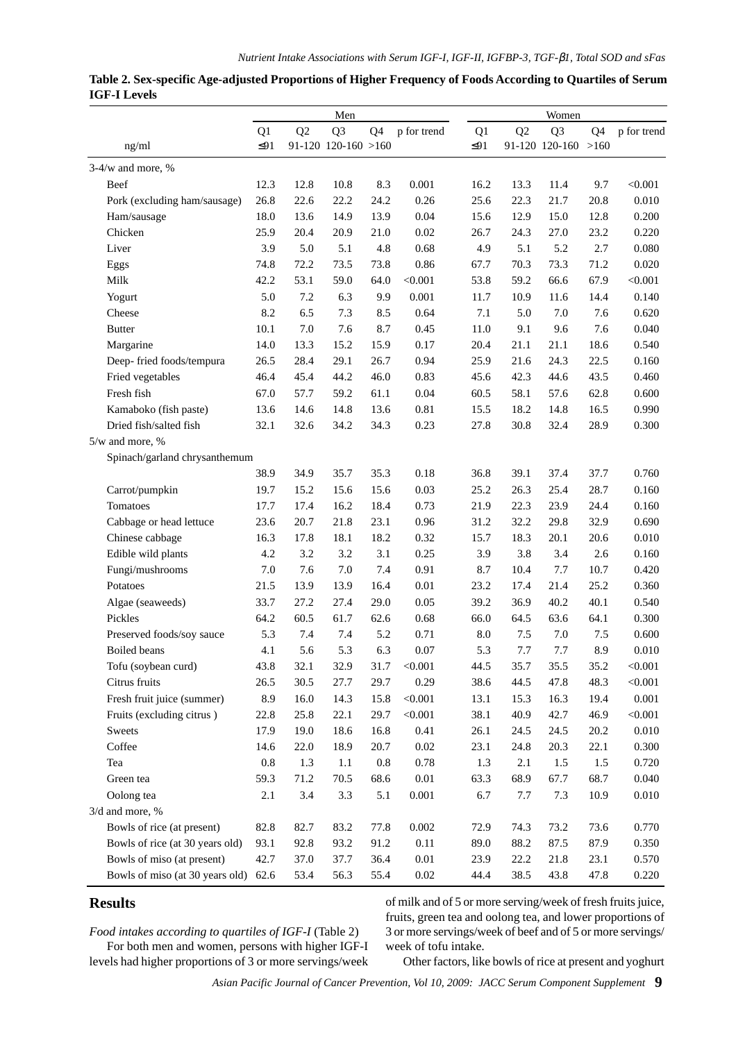**Table 2. Sex-specific Age-adjusted Proportions of Higher Frequency of Foods According to Quartiles of Serum IGF-I Levels**

| | Men | | | | | Women | | | | |
|---|---|---|---|---|---|---|---|---|---|---|
| | Q1 | Q2 | Q3 | Q4 | p for trend | Q1 | Q2 | Q3 | Q4 | p for trend |
| ng/ml | ≤91 | 91-120 | 120-160 | >160 | | ≤91 | 91-120 | 120-160 | >160 | |
| 3-4/w and more, % | | | | | | | | | | |
| Beef | 12.3 | 12.8 | 10.8 | 8.3 | 0.001 | 16.2 | 13.3 | 11.4 | 9.7 | <0.001 |
| Pork (excluding ham/sausage) | 26.8 | 22.6 | 22.2 | 24.2 | 0.26 | 25.6 | 22.3 | 21.7 | 20.8 | 0.010 |
| Ham/sausage | 18.0 | 13.6 | 14.9 | 13.9 | 0.04 | 15.6 | 12.9 | 15.0 | 12.8 | 0.200 |
| Chicken | 25.9 | 20.4 | 20.9 | 21.0 | 0.02 | 26.7 | 24.3 | 27.0 | 23.2 | 0.220 |
| Liver | 3.9 | 5.0 | 5.1 | 4.8 | 0.68 | 4.9 | 5.1 | 5.2 | 2.7 | 0.080 |
| Eggs | 74.8 | 72.2 | 73.5 | 73.8 | 0.86 | 67.7 | 70.3 | 73.3 | 71.2 | 0.020 |
| Milk | 42.2 | 53.1 | 59.0 | 64.0 | <0.001 | 53.8 | 59.2 | 66.6 | 67.9 | <0.001 |
| Yogurt | 5.0 | 7.2 | 6.3 | 9.9 | 0.001 | 11.7 | 10.9 | 11.6 | 14.4 | 0.140 |
| Cheese | 8.2 | 6.5 | 7.3 | 8.5 | 0.64 | 7.1 | 5.0 | 7.0 | 7.6 | 0.620 |
| Butter | 10.1 | 7.0 | 7.6 | 8.7 | 0.45 | 11.0 | 9.1 | 9.6 | 7.6 | 0.040 |
| Margarine | 14.0 | 13.3 | 15.2 | 15.9 | 0.17 | 20.4 | 21.1 | 21.1 | 18.6 | 0.540 |
| Deep- fried foods/tempura | 26.5 | 28.4 | 29.1 | 26.7 | 0.94 | 25.9 | 21.6 | 24.3 | 22.5 | 0.160 |
| Fried vegetables | 46.4 | 45.4 | 44.2 | 46.0 | 0.83 | 45.6 | 42.3 | 44.6 | 43.5 | 0.460 |
| Fresh fish | 67.0 | 57.7 | 59.2 | 61.1 | 0.04 | 60.5 | 58.1 | 57.6 | 62.8 | 0.600 |
| Kamaboko (fish paste) | 13.6 | 14.6 | 14.8 | 13.6 | 0.81 | 15.5 | 18.2 | 14.8 | 16.5 | 0.990 |
| Dried fish/salted fish | 32.1 | 32.6 | 34.2 | 34.3 | 0.23 | 27.8 | 30.8 | 32.4 | 28.9 | 0.300 |
| 5/w and more, % | | | | | | | | | | |
| Spinach/garland chrysanthemum | 38.9 | 34.9 | 35.7 | 35.3 | 0.18 | 36.8 | 39.1 | 37.4 | 37.7 | 0.760 |
| Carrot/pumpkin | 19.7 | 15.2 | 15.6 | 15.6 | 0.03 | 25.2 | 26.3 | 25.4 | 28.7 | 0.160 |
| Tomatoes | 17.7 | 17.4 | 16.2 | 18.4 | 0.73 | 21.9 | 22.3 | 23.9 | 24.4 | 0.160 |
| Cabbage or head lettuce | 23.6 | 20.7 | 21.8 | 23.1 | 0.96 | 31.2 | 32.2 | 29.8 | 32.9 | 0.690 |
| Chinese cabbage | 16.3 | 17.8 | 18.1 | 18.2 | 0.32 | 15.7 | 18.3 | 20.1 | 20.6 | 0.010 |
| Edible wild plants | 4.2 | 3.2 | 3.2 | 3.1 | 0.25 | 3.9 | 3.8 | 3.4 | 2.6 | 0.160 |
| Fungi/mushrooms | 7.0 | 7.6 | 7.0 | 7.4 | 0.91 | 8.7 | 10.4 | 7.7 | 10.7 | 0.420 |
| Potatoes | 21.5 | 13.9 | 13.9 | 16.4 | 0.01 | 23.2 | 17.4 | 21.4 | 25.2 | 0.360 |
| Algae (seaweeds) | 33.7 | 27.2 | 27.4 | 29.0 | 0.05 | 39.2 | 36.9 | 40.2 | 40.1 | 0.540 |
| Pickles | 64.2 | 60.5 | 61.7 | 62.6 | 0.68 | 66.0 | 64.5 | 63.6 | 64.1 | 0.300 |
| Preserved foods/soy sauce | 5.3 | 7.4 | 7.4 | 5.2 | 0.71 | 8.0 | 7.5 | 7.0 | 7.5 | 0.600 |
| Boiled beans | 4.1 | 5.6 | 5.3 | 6.3 | 0.07 | 5.3 | 7.7 | 7.7 | 8.9 | 0.010 |
| Tofu (soybean curd) | 43.8 | 32.1 | 32.9 | 31.7 | <0.001 | 44.5 | 35.7 | 35.5 | 35.2 | <0.001 |
| Citrus fruits | 26.5 | 30.5 | 27.7 | 29.7 | 0.29 | 38.6 | 44.5 | 47.8 | 48.3 | <0.001 |
| Fresh fruit juice (summer) | 8.9 | 16.0 | 14.3 | 15.8 | <0.001 | 13.1 | 15.3 | 16.3 | 19.4 | 0.001 |
| Fruits (excluding citrus ) | 22.8 | 25.8 | 22.1 | 29.7 | <0.001 | 38.1 | 40.9 | 42.7 | 46.9 | <0.001 |
| Sweets | 17.9 | 19.0 | 18.6 | 16.8 | 0.41 | 26.1 | 24.5 | 24.5 | 20.2 | 0.010 |
| Coffee | 14.6 | 22.0 | 18.9 | 20.7 | 0.02 | 23.1 | 24.8 | 20.3 | 22.1 | 0.300 |
| Tea | 0.8 | 1.3 | 1.1 | 0.8 | 0.78 | 1.3 | 2.1 | 1.5 | 1.5 | 0.720 |
| Green tea | 59.3 | 71.2 | 70.5 | 68.6 | 0.01 | 63.3 | 68.9 | 67.7 | 68.7 | 0.040 |
| Oolong tea | 2.1 | 3.4 | 3.3 | 5.1 | 0.001 | 6.7 | 7.7 | 7.3 | 10.9 | 0.010 |
| 3/d and more, % | | | | | | | | | | |
| Bowls of rice (at present) | 82.8 | 82.7 | 83.2 | 77.8 | 0.002 | 72.9 | 74.3 | 73.2 | 73.6 | 0.770 |
| Bowls of rice (at 30 years old) | 93.1 | 92.8 | 93.2 | 91.2 | 0.11 | 89.0 | 88.2 | 87.5 | 87.9 | 0.350 |
| Bowls of miso (at present) | 42.7 | 37.0 | 37.7 | 36.4 | 0.01 | 23.9 | 22.2 | 21.8 | 23.1 | 0.570 |
| Bowls of miso (at 30 years old) | 62.6 | 53.4 | 56.3 | 55.4 | 0.02 | 44.4 | 38.5 | 43.8 | 47.8 | 0.220 |

## Results

*Food intakes according to quartiles of IGF-I* (Table 2)

For both men and women, persons with higher IGF-I levels had higher proportions of 3 or more servings/week of milk and of 5 or more serving/week of fresh fruits juice, fruits, green tea and oolong tea, and lower proportions of 3 or more servings/week of beef and of 5 or more servings/week of tofu intake.

Other factors, like bowls of rice at present and yoghurt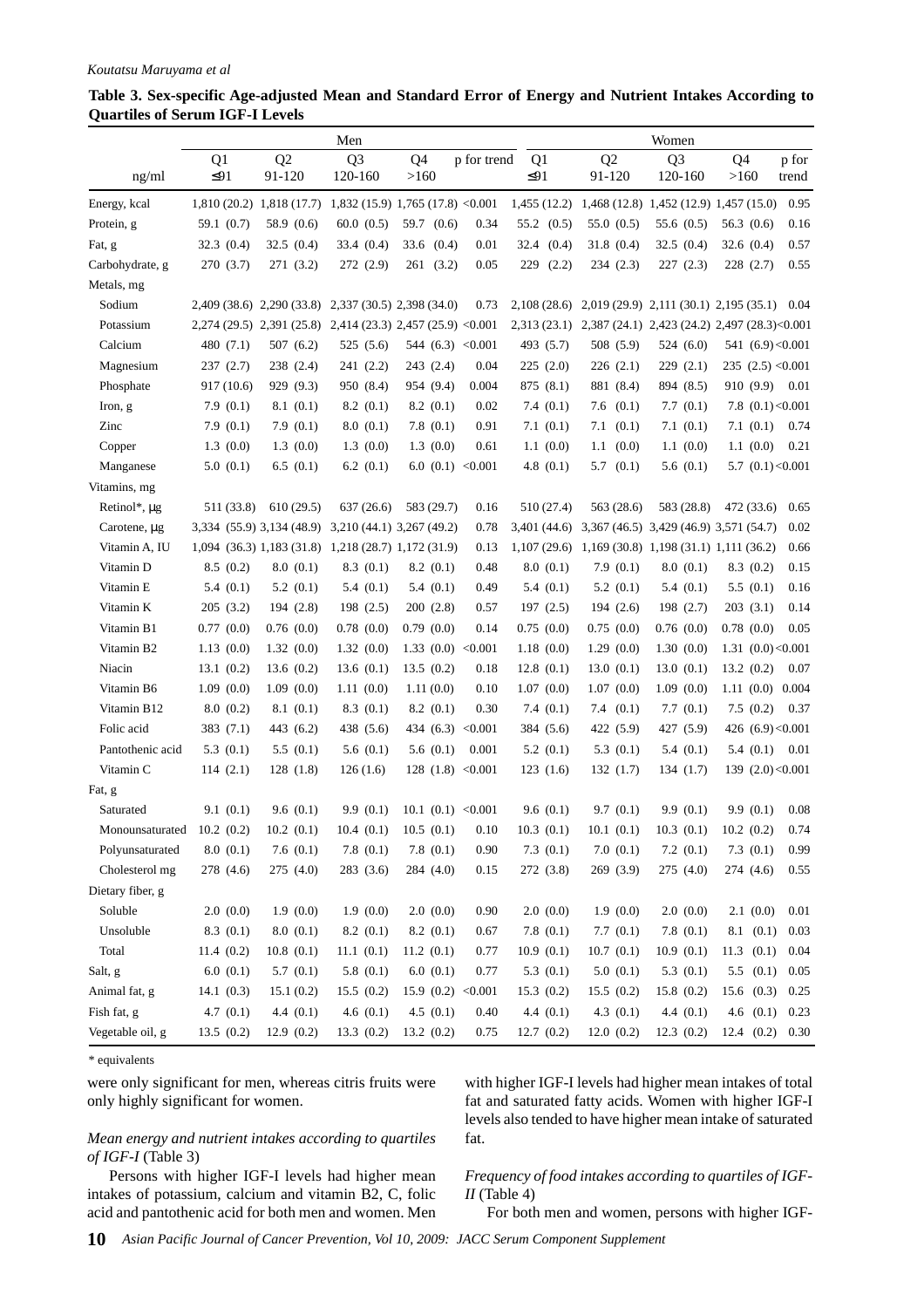**Table 3. Sex-specific Age-adjusted Mean and Standard Error of Energy and Nutrient Intakes According to Quartiles of Serum IGF-I Levels**

| | Men | | | | | Women | | | | |
|---|---|---|---|---|---|---|---|---|---|---|
| ng/ml | Q1 ≤91 | Q2 91-120 | Q3 120-160 | Q4 >160 | p for trend | Q1 ≤91 | Q2 91-120 | Q3 120-160 | Q4 >160 | p for trend |
| Energy, kcal | 1,810 (20.2) | 1,818 (17.7) | 1,832 (15.9) | 1,765 (17.8) | <0.001 | 1,455 (12.2) | 1,468 (12.8) | 1,452 (12.9) | 1,457 (15.0) | 0.95 |
| Protein, g | 59.1 (0.7) | 58.9 (0.6) | 60.0 (0.5) | 59.7 (0.6) | 0.34 | 55.2 (0.5) | 55.0 (0.5) | 55.6 (0.5) | 56.3 (0.6) | 0.16 |
| Fat, g | 32.3 (0.4) | 32.5 (0.4) | 33.4 (0.4) | 33.6 (0.4) | 0.01 | 32.4 (0.4) | 31.8 (0.4) | 32.5 (0.4) | 32.6 (0.4) | 0.57 |
| Carbohydrate, g | 270 (3.7) | 271 (3.2) | 272 (2.9) | 261 (3.2) | 0.05 | 229 (2.2) | 234 (2.3) | 227 (2.3) | 228 (2.7) | 0.55 |
| Metals, mg | | | | | | | | | | |
| Sodium | 2,409 (38.6) | 2,290 (33.8) | 2,337 (30.5) | 2,398 (34.0) | 0.73 | 2,108 (28.6) | 2,019 (29.9) | 2,111 (30.1) | 2,195 (35.1) | 0.04 |
| Potassium | 2,274 (29.5) | 2,391 (25.8) | 2,414 (23.3) | 2,457 (25.9) | <0.001 | 2,313 (23.1) | 2,387 (24.1) | 2,423 (24.2) | 2,497 (28.3) | <0.001 |
| Calcium | 480 (7.1) | 507 (6.2) | 525 (5.6) | 544 (6.3) | <0.001 | 493 (5.7) | 508 (5.9) | 524 (6.0) | 541 (6.9) | <0.001 |
| Magnesium | 237 (2.7) | 238 (2.4) | 241 (2.2) | 243 (2.4) | 0.04 | 225 (2.0) | 226 (2.1) | 229 (2.1) | 235 (2.5) | <0.001 |
| Phosphate | 917 (10.6) | 929 (9.3) | 950 (8.4) | 954 (9.4) | 0.004 | 875 (8.1) | 881 (8.4) | 894 (8.5) | 910 (9.9) | 0.01 |
| Iron, g | 7.9 (0.1) | 8.1 (0.1) | 8.2 (0.1) | 8.2 (0.1) | 0.02 | 7.4 (0.1) | 7.6 (0.1) | 7.7 (0.1) | 7.8 (0.1) | <0.001 |
| Zinc | 7.9 (0.1) | 7.9 (0.1) | 8.0 (0.1) | 7.8 (0.1) | 0.91 | 7.1 (0.1) | 7.1 (0.1) | 7.1 (0.1) | 7.1 (0.1) | 0.74 |
| Copper | 1.3 (0.0) | 1.3 (0.0) | 1.3 (0.0) | 1.3 (0.0) | 0.61 | 1.1 (0.0) | 1.1 (0.0) | 1.1 (0.0) | 1.1 (0.0) | 0.21 |
| Manganese | 5.0 (0.1) | 6.5 (0.1) | 6.2 (0.1) | 6.0 (0.1) | <0.001 | 4.8 (0.1) | 5.7 (0.1) | 5.6 (0.1) | 5.7 (0.1) | <0.001 |
| Vitamins, mg | | | | | | | | | | |
| Retinol*, μg | 511 (33.8) | 610 (29.5) | 637 (26.6) | 583 (29.7) | 0.16 | 510 (27.4) | 563 (28.6) | 583 (28.8) | 472 (33.6) | 0.65 |
| Carotene, μg | 3,334 (55.9) | 3,134 (48.9) | 3,210 (44.1) | 3,267 (49.2) | 0.78 | 3,401 (44.6) | 3,367 (46.5) | 3,429 (46.9) | 3,571 (54.7) | 0.02 |
| Vitamin A, IU | 1,094 (36.3) | 1,183 (31.8) | 1,218 (28.7) | 1,172 (31.9) | 0.13 | 1,107 (29.6) | 1,169 (30.8) | 1,198 (31.1) | 1,111 (36.2) | 0.66 |
| Vitamin D | 8.5 (0.2) | 8.0 (0.1) | 8.3 (0.1) | 8.2 (0.1) | 0.48 | 8.0 (0.1) | 7.9 (0.1) | 8.0 (0.1) | 8.3 (0.2) | 0.15 |
| Vitamin E | 5.4 (0.1) | 5.2 (0.1) | 5.4 (0.1) | 5.4 (0.1) | 0.49 | 5.4 (0.1) | 5.2 (0.1) | 5.4 (0.1) | 5.5 (0.1) | 0.16 |
| Vitamin K | 205 (3.2) | 194 (2.8) | 198 (2.5) | 200 (2.8) | 0.57 | 197 (2.5) | 194 (2.6) | 198 (2.7) | 203 (3.1) | 0.14 |
| Vitamin B1 | 0.77 (0.0) | 0.76 (0.0) | 0.78 (0.0) | 0.79 (0.0) | 0.14 | 0.75 (0.0) | 0.75 (0.0) | 0.76 (0.0) | 0.78 (0.0) | 0.05 |
| Vitamin B2 | 1.13 (0.0) | 1.32 (0.0) | 1.32 (0.0) | 1.33 (0.0) | <0.001 | 1.18 (0.0) | 1.29 (0.0) | 1.30 (0.0) | 1.31 (0.0) | <0.001 |
| Niacin | 13.1 (0.2) | 13.6 (0.2) | 13.6 (0.1) | 13.5 (0.2) | 0.18 | 12.8 (0.1) | 13.0 (0.1) | 13.0 (0.1) | 13.2 (0.2) | 0.07 |
| Vitamin B6 | 1.09 (0.0) | 1.09 (0.0) | 1.11 (0.0) | 1.11 (0.0) | 0.10 | 1.07 (0.0) | 1.07 (0.0) | 1.09 (0.0) | 1.11 (0.0) | 0.004 |
| Vitamin B12 | 8.0 (0.2) | 8.1 (0.1) | 8.3 (0.1) | 8.2 (0.1) | 0.30 | 7.4 (0.1) | 7.4 (0.1) | 7.7 (0.1) | 7.5 (0.2) | 0.37 |
| Folic acid | 383 (7.1) | 443 (6.2) | 438 (5.6) | 434 (6.3) | <0.001 | 384 (5.6) | 422 (5.9) | 427 (5.9) | 426 (6.9) | <0.001 |
| Pantothenic acid | 5.3 (0.1) | 5.5 (0.1) | 5.6 (0.1) | 5.6 (0.1) | 0.001 | 5.2 (0.1) | 5.3 (0.1) | 5.4 (0.1) | 5.4 (0.1) | 0.01 |
| Vitamin C | 114 (2.1) | 128 (1.8) | 126 (1.6) | 128 (1.8) | <0.001 | 123 (1.6) | 132 (1.7) | 134 (1.7) | 139 (2.0) | <0.001 |
| Fat, g | | | | | | | | | | |
| Saturated | 9.1 (0.1) | 9.6 (0.1) | 9.9 (0.1) | 10.1 (0.1) | <0.001 | 9.6 (0.1) | 9.7 (0.1) | 9.9 (0.1) | 9.9 (0.1) | 0.08 |
| Monounsaturated | 10.2 (0.2) | 10.2 (0.1) | 10.4 (0.1) | 10.5 (0.1) | 0.10 | 10.3 (0.1) | 10.1 (0.1) | 10.3 (0.1) | 10.2 (0.2) | 0.74 |
| Polyunsaturated | 8.0 (0.1) | 7.6 (0.1) | 7.8 (0.1) | 7.8 (0.1) | 0.90 | 7.3 (0.1) | 7.0 (0.1) | 7.2 (0.1) | 7.3 (0.1) | 0.99 |
| Cholesterol mg | 278 (4.6) | 275 (4.0) | 283 (3.6) | 284 (4.0) | 0.15 | 272 (3.8) | 269 (3.9) | 275 (4.0) | 274 (4.6) | 0.55 |
| Dietary fiber, g | | | | | | | | | | |
| Soluble | 2.0 (0.0) | 1.9 (0.0) | 1.9 (0.0) | 2.0 (0.0) | 0.90 | 2.0 (0.0) | 1.9 (0.0) | 2.0 (0.0) | 2.1 (0.0) | 0.01 |
| Unsoluble | 8.3 (0.1) | 8.0 (0.1) | 8.2 (0.1) | 8.2 (0.1) | 0.67 | 7.8 (0.1) | 7.7 (0.1) | 7.8 (0.1) | 8.1 (0.1) | 0.03 |
| Total | 11.4 (0.2) | 10.8 (0.1) | 11.1 (0.1) | 11.2 (0.1) | 0.77 | 10.9 (0.1) | 10.7 (0.1) | 10.9 (0.1) | 11.3 (0.1) | 0.04 |
| Salt, g | 6.0 (0.1) | 5.7 (0.1) | 5.8 (0.1) | 6.0 (0.1) | 0.77 | 5.3 (0.1) | 5.0 (0.1) | 5.3 (0.1) | 5.5 (0.1) | 0.05 |
| Animal fat, g | 14.1 (0.3) | 15.1 (0.2) | 15.5 (0.2) | 15.9 (0.2) | <0.001 | 15.3 (0.2) | 15.5 (0.2) | 15.8 (0.2) | 15.6 (0.3) | 0.25 |
| Fish fat, g | 4.7 (0.1) | 4.4 (0.1) | 4.6 (0.1) | 4.5 (0.1) | 0.40 | 4.4 (0.1) | 4.3 (0.1) | 4.4 (0.1) | 4.6 (0.1) | 0.23 |
| Vegetable oil, g | 13.5 (0.2) | 12.9 (0.2) | 13.3 (0.2) | 13.2 (0.2) | 0.75 | 12.7 (0.2) | 12.0 (0.2) | 12.3 (0.2) | 12.4 (0.2) | 0.30 |

\* equivalents

were only significant for men, whereas citris fruits were only highly significant for women.

*Mean energy and nutrient intakes according to quartiles of IGF-I* (Table 3)

Persons with higher IGF-I levels had higher mean intakes of potassium, calcium and vitamin B2, C, folic acid and pantothenic acid for both men and women. Men with higher IGF-I levels had higher mean intakes of total fat and saturated fatty acids. Women with higher IGF-I levels also tended to have higher mean intake of saturated fat.

*Frequency of food intakes according to quartiles of IGF-II* (Table 4)

For both men and women, persons with higher IGF-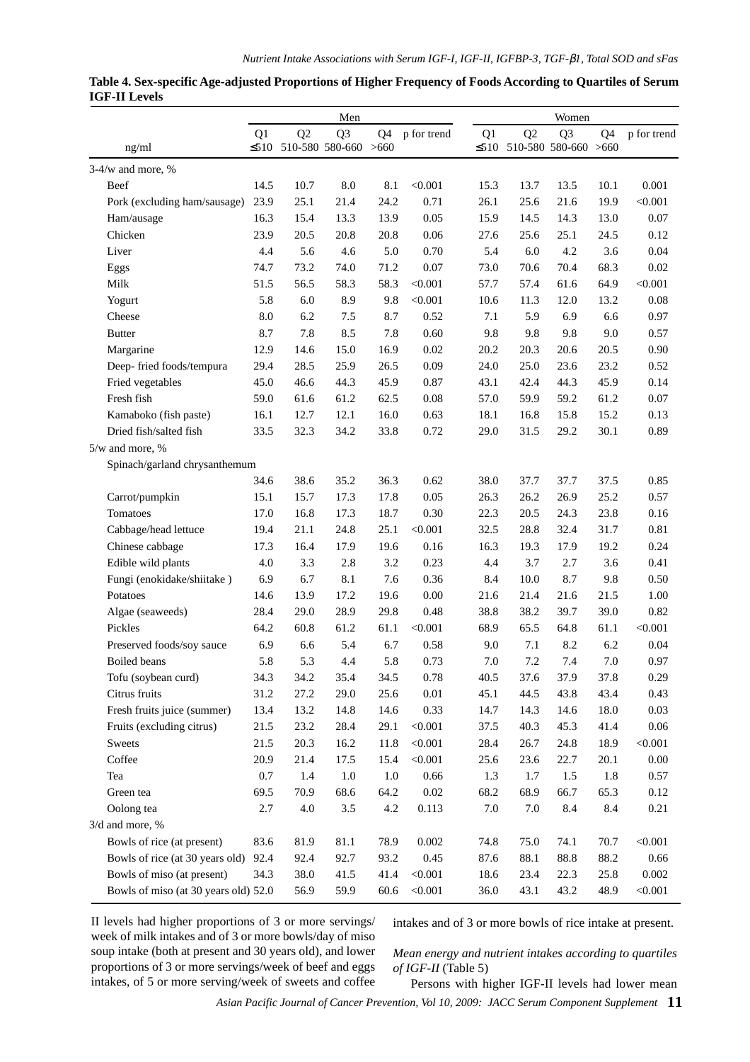**Table 4. Sex-specific Age-adjusted Proportions of Higher Frequency of Foods According to Quartiles of Serum IGF-II Levels**

| | Men | | | | | Women | | | | |
|---|---|---|---|---|---|---|---|---|---|---|
| | Q1 | Q2 | Q3 | Q4 | p for trend | Q1 | Q2 | Q3 | Q4 | p for trend |
| ng/ml | ≤510 | 510-580 | 580-660 | >660 | | ≤510 | 510-580 | 580-660 | >660 | |
| 3-4/w and more, % | | | | | | | | | | |
| Beef | 14.5 | 10.7 | 8.0 | 8.1 | <0.001 | 15.3 | 13.7 | 13.5 | 10.1 | 0.001 |
| Pork (excluding ham/sausage) | 23.9 | 25.1 | 21.4 | 24.2 | 0.71 | 26.1 | 25.6 | 21.6 | 19.9 | <0.001 |
| Ham/ausage | 16.3 | 15.4 | 13.3 | 13.9 | 0.05 | 15.9 | 14.5 | 14.3 | 13.0 | 0.07 |
| Chicken | 23.9 | 20.5 | 20.8 | 20.8 | 0.06 | 27.6 | 25.6 | 25.1 | 24.5 | 0.12 |
| Liver | 4.4 | 5.6 | 4.6 | 5.0 | 0.70 | 5.4 | 6.0 | 4.2 | 3.6 | 0.04 |
| Eggs | 74.7 | 73.2 | 74.0 | 71.2 | 0.07 | 73.0 | 70.6 | 70.4 | 68.3 | 0.02 |
| Milk | 51.5 | 56.5 | 58.3 | 58.3 | <0.001 | 57.7 | 57.4 | 61.6 | 64.9 | <0.001 |
| Yogurt | 5.8 | 6.0 | 8.9 | 9.8 | <0.001 | 10.6 | 11.3 | 12.0 | 13.2 | 0.08 |
| Cheese | 8.0 | 6.2 | 7.5 | 8.7 | 0.52 | 7.1 | 5.9 | 6.9 | 6.6 | 0.97 |
| Butter | 8.7 | 7.8 | 8.5 | 7.8 | 0.60 | 9.8 | 9.8 | 9.8 | 9.0 | 0.57 |
| Margarine | 12.9 | 14.6 | 15.0 | 16.9 | 0.02 | 20.2 | 20.3 | 20.6 | 20.5 | 0.90 |
| Deep- fried foods/tempura | 29.4 | 28.5 | 25.9 | 26.5 | 0.09 | 24.0 | 25.0 | 23.6 | 23.2 | 0.52 |
| Fried vegetables | 45.0 | 46.6 | 44.3 | 45.9 | 0.87 | 43.1 | 42.4 | 44.3 | 45.9 | 0.14 |
| Fresh fish | 59.0 | 61.6 | 61.2 | 62.5 | 0.08 | 57.0 | 59.9 | 59.2 | 61.2 | 0.07 |
| Kamaboko (fish paste) | 16.1 | 12.7 | 12.1 | 16.0 | 0.63 | 18.1 | 16.8 | 15.8 | 15.2 | 0.13 |
| Dried fish/salted fish | 33.5 | 32.3 | 34.2 | 33.8 | 0.72 | 29.0 | 31.5 | 29.2 | 30.1 | 0.89 |
| 5/w and more, % | | | | | | | | | | |
| Spinach/garland chrysanthemum | 34.6 | 38.6 | 35.2 | 36.3 | 0.62 | 38.0 | 37.7 | 37.7 | 37.5 | 0.85 |
| Carrot/pumpkin | 15.1 | 15.7 | 17.3 | 17.8 | 0.05 | 26.3 | 26.2 | 26.9 | 25.2 | 0.57 |
| Tomatoes | 17.0 | 16.8 | 17.3 | 18.7 | 0.30 | 22.3 | 20.5 | 24.3 | 23.8 | 0.16 |
| Cabbage/head lettuce | 19.4 | 21.1 | 24.8 | 25.1 | <0.001 | 32.5 | 28.8 | 32.4 | 31.7 | 0.81 |
| Chinese cabbage | 17.3 | 16.4 | 17.9 | 19.6 | 0.16 | 16.3 | 19.3 | 17.9 | 19.2 | 0.24 |
| Edible wild plants | 4.0 | 3.3 | 2.8 | 3.2 | 0.23 | 4.4 | 3.7 | 2.7 | 3.6 | 0.41 |
| Fungi (enokidake/shiitake ) | 6.9 | 6.7 | 8.1 | 7.6 | 0.36 | 8.4 | 10.0 | 8.7 | 9.8 | 0.50 |
| Potatoes | 14.6 | 13.9 | 17.2 | 19.6 | 0.00 | 21.6 | 21.4 | 21.6 | 21.5 | 1.00 |
| Algae (seaweeds) | 28.4 | 29.0 | 28.9 | 29.8 | 0.48 | 38.8 | 38.2 | 39.7 | 39.0 | 0.82 |
| Pickles | 64.2 | 60.8 | 61.2 | 61.1 | <0.001 | 68.9 | 65.5 | 64.8 | 61.1 | <0.001 |
| Preserved foods/soy sauce | 6.9 | 6.6 | 5.4 | 6.7 | 0.58 | 9.0 | 7.1 | 8.2 | 6.2 | 0.04 |
| Boiled beans | 5.8 | 5.3 | 4.4 | 5.8 | 0.73 | 7.0 | 7.2 | 7.4 | 7.0 | 0.97 |
| Tofu (soybean curd) | 34.3 | 34.2 | 35.4 | 34.5 | 0.78 | 40.5 | 37.6 | 37.9 | 37.8 | 0.29 |
| Citrus fruits | 31.2 | 27.2 | 29.0 | 25.6 | 0.01 | 45.1 | 44.5 | 43.8 | 43.4 | 0.43 |
| Fresh fruits juice (summer) | 13.4 | 13.2 | 14.8 | 14.6 | 0.33 | 14.7 | 14.3 | 14.6 | 18.0 | 0.03 |
| Fruits (excluding citrus) | 21.5 | 23.2 | 28.4 | 29.1 | <0.001 | 37.5 | 40.3 | 45.3 | 41.4 | 0.06 |
| Sweets | 21.5 | 20.3 | 16.2 | 11.8 | <0.001 | 28.4 | 26.7 | 24.8 | 18.9 | <0.001 |
| Coffee | 20.9 | 21.4 | 17.5 | 15.4 | <0.001 | 25.6 | 23.6 | 22.7 | 20.1 | 0.00 |
| Tea | 0.7 | 1.4 | 1.0 | 1.0 | 0.66 | 1.3 | 1.7 | 1.5 | 1.8 | 0.57 |
| Green tea | 69.5 | 70.9 | 68.6 | 64.2 | 0.02 | 68.2 | 68.9 | 66.7 | 65.3 | 0.12 |
| Oolong tea | 2.7 | 4.0 | 3.5 | 4.2 | 0.113 | 7.0 | 7.0 | 8.4 | 8.4 | 0.21 |
| 3/d and more, % | | | | | | | | | | |
| Bowls of rice (at present) | 83.6 | 81.9 | 81.1 | 78.9 | 0.002 | 74.8 | 75.0 | 74.1 | 70.7 | <0.001 |
| Bowls of rice (at 30 years old) | 92.4 | 92.4 | 92.7 | 93.2 | 0.45 | 87.6 | 88.1 | 88.8 | 88.2 | 0.66 |
| Bowls of miso (at present) | 34.3 | 38.0 | 41.5 | 41.4 | <0.001 | 18.6 | 23.4 | 22.3 | 25.8 | 0.002 |
| Bowls of miso (at 30 years old) | 52.0 | 56.9 | 59.9 | 60.6 | <0.001 | 36.0 | 43.1 | 43.2 | 48.9 | <0.001 |

II levels had higher proportions of 3 or more servings/ week of milk intakes and of 3 or more bowls/day of miso soup intake (both at present and 30 years old), and lower proportions of 3 or more servings/week of beef and eggs intakes, of 5 or more serving/week of sweets and coffee intakes and of 3 or more bowls of rice intake at present.

*Mean energy and nutrient intakes according to quartiles of IGF-II* (Table 5)

Persons with higher IGF-II levels had lower mean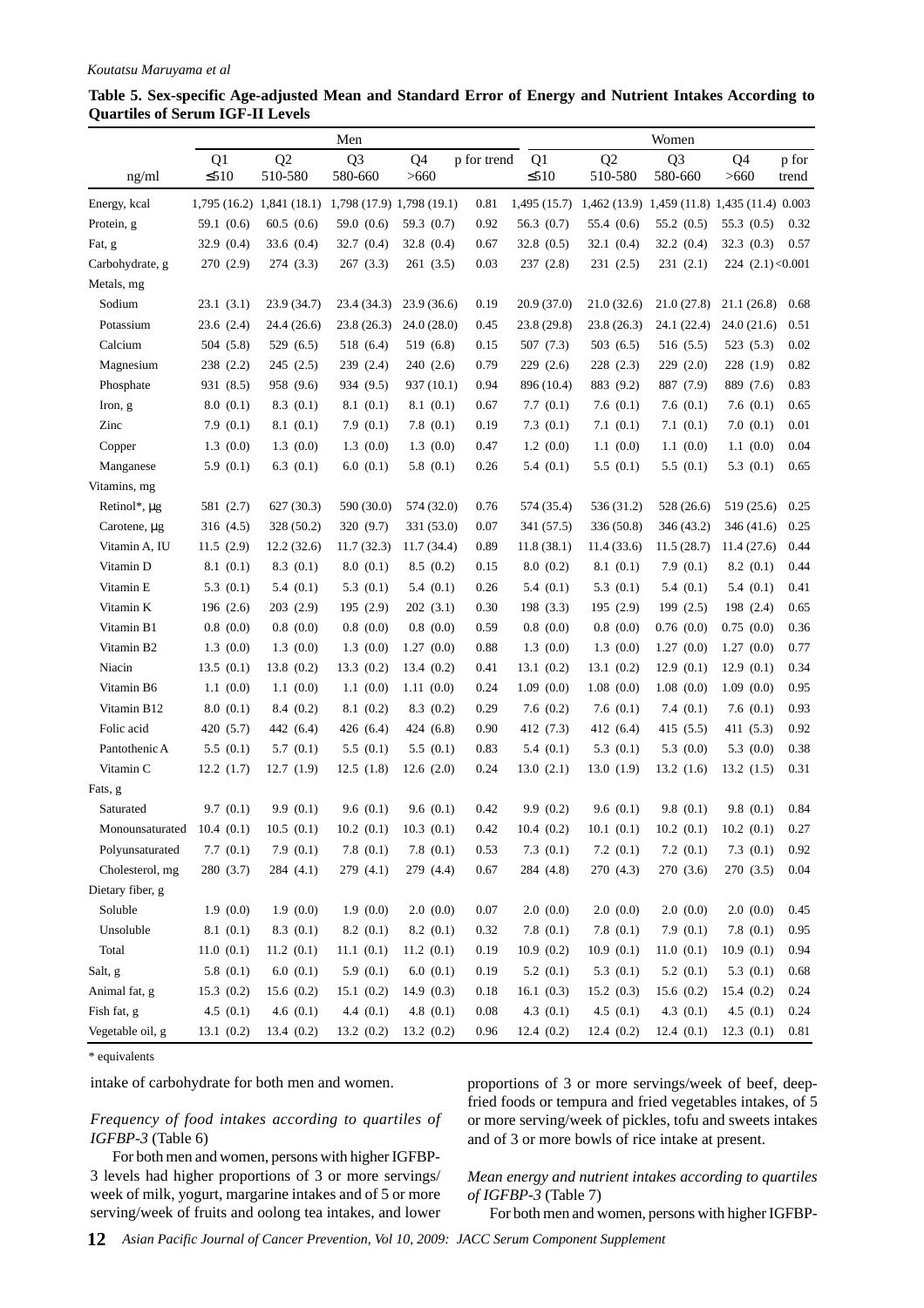**Table 5. Sex-specific Age-adjusted Mean and Standard Error of Energy and Nutrient Intakes According to Quartiles of Serum IGF-II Levels**

| | Men | | | | | Women | | | | |
|---|---|---|---|---|---|---|---|---|---|---|
| ng/ml | Q1 ≤510 | Q2 510-580 | Q3 580-660 | Q4 >660 | p for trend | Q1 ≤510 | Q2 510-580 | Q3 580-660 | Q4 >660 | p for trend |
| Energy, kcal | 1,795 (16.2) | 1,841 (18.1) | 1,798 (17.9) | 1,798 (19.1) | 0.81 | 1,495 (15.7) | 1,462 (13.9) | 1,459 (11.8) | 1,435 (11.4) | 0.003 |
| Protein, g | 59.1 (0.6) | 60.5 (0.6) | 59.0 (0.6) | 59.3 (0.7) | 0.92 | 56.3 (0.7) | 55.4 (0.6) | 55.2 (0.5) | 55.3 (0.5) | 0.32 |
| Fat, g | 32.9 (0.4) | 33.6 (0.4) | 32.7 (0.4) | 32.8 (0.4) | 0.67 | 32.8 (0.5) | 32.1 (0.4) | 32.2 (0.4) | 32.3 (0.3) | 0.57 |
| Carbohydrate, g | 270 (2.9) | 274 (3.3) | 267 (3.3) | 261 (3.5) | 0.03 | 237 (2.8) | 231 (2.5) | 231 (2.1) | 224 (2.1) | <0.001 |
| Metals, mg | | | | | | | | | | |
| Sodium | 23.1 (3.1) | 23.9 (34.7) | 23.4 (34.3) | 23.9 (36.6) | 0.19 | 20.9 (37.0) | 21.0 (32.6) | 21.0 (27.8) | 21.1 (26.8) | 0.68 |
| Potassium | 23.6 (2.4) | 24.4 (26.6) | 23.8 (26.3) | 24.0 (28.0) | 0.45 | 23.8 (29.8) | 23.8 (26.3) | 24.1 (22.4) | 24.0 (21.6) | 0.51 |
| Calcium | 504 (5.8) | 529 (6.5) | 518 (6.4) | 519 (6.8) | 0.15 | 507 (7.3) | 503 (6.5) | 516 (5.5) | 523 (5.3) | 0.02 |
| Magnesium | 238 (2.2) | 245 (2.5) | 239 (2.4) | 240 (2.6) | 0.79 | 229 (2.6) | 228 (2.3) | 229 (2.0) | 228 (1.9) | 0.82 |
| Phosphate | 931 (8.5) | 958 (9.6) | 934 (9.5) | 937 (10.1) | 0.94 | 896 (10.4) | 883 (9.2) | 887 (7.9) | 889 (7.6) | 0.83 |
| Iron, g | 8.0 (0.1) | 8.3 (0.1) | 8.1 (0.1) | 8.1 (0.1) | 0.67 | 7.7 (0.1) | 7.6 (0.1) | 7.6 (0.1) | 7.6 (0.1) | 0.65 |
| Zinc | 7.9 (0.1) | 8.1 (0.1) | 7.9 (0.1) | 7.8 (0.1) | 0.19 | 7.3 (0.1) | 7.1 (0.1) | 7.1 (0.1) | 7.0 (0.1) | 0.01 |
| Copper | 1.3 (0.0) | 1.3 (0.0) | 1.3 (0.0) | 1.3 (0.0) | 0.47 | 1.2 (0.0) | 1.1 (0.0) | 1.1 (0.0) | 1.1 (0.0) | 0.04 |
| Manganese | 5.9 (0.1) | 6.3 (0.1) | 6.0 (0.1) | 5.8 (0.1) | 0.26 | 5.4 (0.1) | 5.5 (0.1) | 5.5 (0.1) | 5.3 (0.1) | 0.65 |
| Vitamins, mg | | | | | | | | | | |
| Retinol*, μg | 581 (2.7) | 627 (30.3) | 590 (30.0) | 574 (32.0) | 0.76 | 574 (35.4) | 536 (31.2) | 528 (26.6) | 519 (25.6) | 0.25 |
| Carotene, μg | 316 (4.5) | 328 (50.2) | 320 (9.7) | 331 (53.0) | 0.07 | 341 (57.5) | 336 (50.8) | 346 (43.2) | 346 (41.6) | 0.25 |
| Vitamin A, IU | 11.5 (2.9) | 12.2 (32.6) | 11.7 (32.3) | 11.7 (34.4) | 0.89 | 11.8 (38.1) | 11.4 (33.6) | 11.5 (28.7) | 11.4 (27.6) | 0.44 |
| Vitamin D | 8.1 (0.1) | 8.3 (0.1) | 8.0 (0.1) | 8.5 (0.2) | 0.15 | 8.0 (0.2) | 8.1 (0.1) | 7.9 (0.1) | 8.2 (0.1) | 0.44 |
| Vitamin E | 5.3 (0.1) | 5.4 (0.1) | 5.3 (0.1) | 5.4 (0.1) | 0.26 | 5.4 (0.1) | 5.3 (0.1) | 5.4 (0.1) | 5.4 (0.1) | 0.41 |
| Vitamin K | 196 (2.6) | 203 (2.9) | 195 (2.9) | 202 (3.1) | 0.30 | 198 (3.3) | 195 (2.9) | 199 (2.5) | 198 (2.4) | 0.65 |
| Vitamin B1 | 0.8 (0.0) | 0.8 (0.0) | 0.8 (0.0) | 0.8 (0.0) | 0.59 | 0.8 (0.0) | 0.8 (0.0) | 0.76 (0.0) | 0.75 (0.0) | 0.36 |
| Vitamin B2 | 1.3 (0.0) | 1.3 (0.0) | 1.3 (0.0) | 1.27 (0.0) | 0.88 | 1.3 (0.0) | 1.3 (0.0) | 1.27 (0.0) | 1.27 (0.0) | 0.77 |
| Niacin | 13.5 (0.1) | 13.8 (0.2) | 13.3 (0.2) | 13.4 (0.2) | 0.41 | 13.1 (0.2) | 13.1 (0.2) | 12.9 (0.1) | 12.9 (0.1) | 0.34 |
| Vitamin B6 | 1.1 (0.0) | 1.1 (0.0) | 1.1 (0.0) | 1.11 (0.0) | 0.24 | 1.09 (0.0) | 1.08 (0.0) | 1.08 (0.0) | 1.09 (0.0) | 0.95 |
| Vitamin B12 | 8.0 (0.1) | 8.4 (0.2) | 8.1 (0.2) | 8.3 (0.2) | 0.29 | 7.6 (0.2) | 7.6 (0.1) | 7.4 (0.1) | 7.6 (0.1) | 0.93 |
| Folic acid | 420 (5.7) | 442 (6.4) | 426 (6.4) | 424 (6.8) | 0.90 | 412 (7.3) | 412 (6.4) | 415 (5.5) | 411 (5.3) | 0.92 |
| Pantothenic A | 5.5 (0.1) | 5.7 (0.1) | 5.5 (0.1) | 5.5 (0.1) | 0.83 | 5.4 (0.1) | 5.3 (0.1) | 5.3 (0.0) | 5.3 (0.0) | 0.38 |
| Vitamin C | 12.2 (1.7) | 12.7 (1.9) | 12.5 (1.8) | 12.6 (2.0) | 0.24 | 13.0 (2.1) | 13.0 (1.9) | 13.2 (1.6) | 13.2 (1.5) | 0.31 |
| Fats, g | | | | | | | | | | |
| Saturated | 9.7 (0.1) | 9.9 (0.1) | 9.6 (0.1) | 9.6 (0.1) | 0.42 | 9.9 (0.2) | 9.6 (0.1) | 9.8 (0.1) | 9.8 (0.1) | 0.84 |
| Monounsaturated | 10.4 (0.1) | 10.5 (0.1) | 10.2 (0.1) | 10.3 (0.1) | 0.42 | 10.4 (0.2) | 10.1 (0.1) | 10.2 (0.1) | 10.2 (0.1) | 0.27 |
| Polyunsaturated | 7.7 (0.1) | 7.9 (0.1) | 7.8 (0.1) | 7.8 (0.1) | 0.53 | 7.3 (0.1) | 7.2 (0.1) | 7.2 (0.1) | 7.3 (0.1) | 0.92 |
| Cholesterol, mg | 280 (3.7) | 284 (4.1) | 279 (4.1) | 279 (4.4) | 0.67 | 284 (4.8) | 270 (4.3) | 270 (3.6) | 270 (3.5) | 0.04 |
| Dietary fiber, g | | | | | | | | | | |
| Soluble | 1.9 (0.0) | 1.9 (0.0) | 1.9 (0.0) | 2.0 (0.0) | 0.07 | 2.0 (0.0) | 2.0 (0.0) | 2.0 (0.0) | 2.0 (0.0) | 0.45 |
| Unsoluble | 8.1 (0.1) | 8.3 (0.1) | 8.2 (0.1) | 8.2 (0.1) | 0.32 | 7.8 (0.1) | 7.8 (0.1) | 7.9 (0.1) | 7.8 (0.1) | 0.95 |
| Total | 11.0 (0.1) | 11.2 (0.1) | 11.1 (0.1) | 11.2 (0.1) | 0.19 | 10.9 (0.2) | 10.9 (0.1) | 11.0 (0.1) | 10.9 (0.1) | 0.94 |
| Salt, g | 5.8 (0.1) | 6.0 (0.1) | 5.9 (0.1) | 6.0 (0.1) | 0.19 | 5.2 (0.1) | 5.3 (0.1) | 5.2 (0.1) | 5.3 (0.1) | 0.68 |
| Animal fat, g | 15.3 (0.2) | 15.6 (0.2) | 15.1 (0.2) | 14.9 (0.3) | 0.18 | 16.1 (0.3) | 15.2 (0.3) | 15.6 (0.2) | 15.4 (0.2) | 0.24 |
| Fish fat, g | 4.5 (0.1) | 4.6 (0.1) | 4.4 (0.1) | 4.8 (0.1) | 0.08 | 4.3 (0.1) | 4.5 (0.1) | 4.3 (0.1) | 4.5 (0.1) | 0.24 |
| Vegetable oil, g | 13.1 (0.2) | 13.4 (0.2) | 13.2 (0.2) | 13.2 (0.2) | 0.96 | 12.4 (0.2) | 12.4 (0.2) | 12.4 (0.1) | 12.3 (0.1) | 0.81 |

\* equivalents

intake of carbohydrate for both men and women.

*Frequency of food intakes according to quartiles of IGFBP-3* (Table 6)

For both men and women, persons with higher IGFBP-3 levels had higher proportions of 3 or more servings/week of milk, yogurt, margarine intakes and of 5 or more serving/week of fruits and oolong tea intakes, and lower proportions of 3 or more servings/week of beef, deep-fried foods or tempura and fried vegetables intakes, of 5 or more serving/week of pickles, tofu and sweets intakes and of 3 or more bowls of rice intake at present.

*Mean energy and nutrient intakes according to quartiles of IGFBP-3* (Table 7)

For both men and women, persons with higher IGFBP-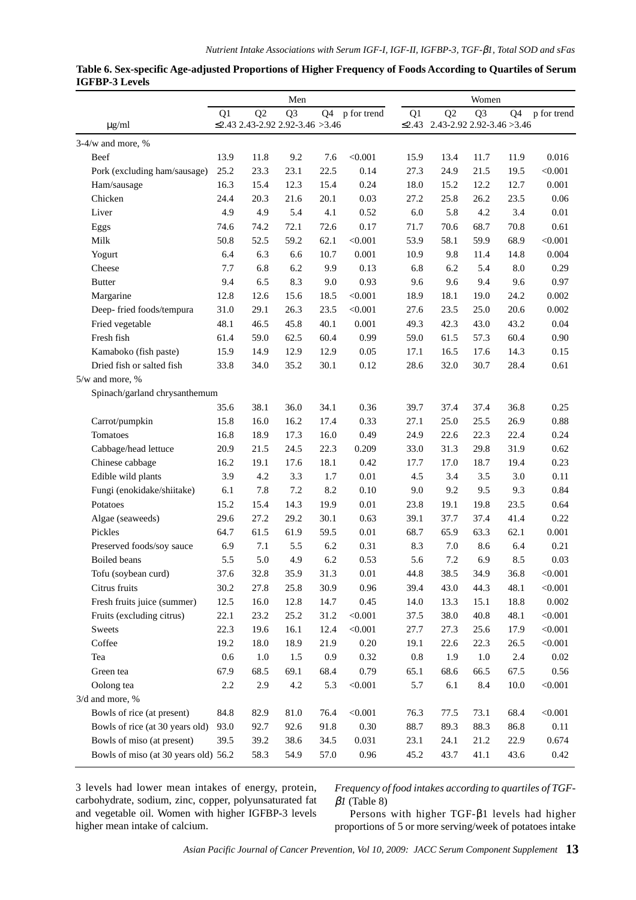**Table 6. Sex-specific Age-adjusted Proportions of Higher Frequency of Foods According to Quartiles of Serum IGFBP-3 Levels**

| | Men | | | | | Women | | | | |
|---|---|---|---|---|---|---|---|---|---|---|
| | Q1 | Q2 | Q3 | Q4 | p for trend | Q1 | Q2 | Q3 | Q4 | p for trend |
| μg/ml | ≤2.43 | 2.43-2.92 | 2.92-3.46 | >3.46 | | ≤2.43 | 2.43-2.92 | 2.92-3.46 | >3.46 | |
| 3-4/w and more, % | | | | | | | | | | |
| Beef | 13.9 | 11.8 | 9.2 | 7.6 | <0.001 | 15.9 | 13.4 | 11.7 | 11.9 | 0.016 |
| Pork (excluding ham/sausage) | 25.2 | 23.3 | 23.1 | 22.5 | 0.14 | 27.3 | 24.9 | 21.5 | 19.5 | <0.001 |
| Ham/sausage | 16.3 | 15.4 | 12.3 | 15.4 | 0.24 | 18.0 | 15.2 | 12.2 | 12.7 | 0.001 |
| Chicken | 24.4 | 20.3 | 21.6 | 20.1 | 0.03 | 27.2 | 25.8 | 26.2 | 23.5 | 0.06 |
| Liver | 4.9 | 4.9 | 5.4 | 4.1 | 0.52 | 6.0 | 5.8 | 4.2 | 3.4 | 0.01 |
| Eggs | 74.6 | 74.2 | 72.1 | 72.6 | 0.17 | 71.7 | 70.6 | 68.7 | 70.8 | 0.61 |
| Milk | 50.8 | 52.5 | 59.2 | 62.1 | <0.001 | 53.9 | 58.1 | 59.9 | 68.9 | <0.001 |
| Yogurt | 6.4 | 6.3 | 6.6 | 10.7 | 0.001 | 10.9 | 9.8 | 11.4 | 14.8 | 0.004 |
| Cheese | 7.7 | 6.8 | 6.2 | 9.9 | 0.13 | 6.8 | 6.2 | 5.4 | 8.0 | 0.29 |
| Butter | 9.4 | 6.5 | 8.3 | 9.0 | 0.93 | 9.6 | 9.6 | 9.4 | 9.6 | 0.97 |
| Margarine | 12.8 | 12.6 | 15.6 | 18.5 | <0.001 | 18.9 | 18.1 | 19.0 | 24.2 | 0.002 |
| Deep- fried foods/tempura | 31.0 | 29.1 | 26.3 | 23.5 | <0.001 | 27.6 | 23.5 | 25.0 | 20.6 | 0.002 |
| Fried vegetable | 48.1 | 46.5 | 45.8 | 40.1 | 0.001 | 49.3 | 42.3 | 43.0 | 43.2 | 0.04 |
| Fresh fish | 61.4 | 59.0 | 62.5 | 60.4 | 0.99 | 59.0 | 61.5 | 57.3 | 60.4 | 0.90 |
| Kamaboko (fish paste) | 15.9 | 14.9 | 12.9 | 12.9 | 0.05 | 17.1 | 16.5 | 17.6 | 14.3 | 0.15 |
| Dried fish or salted fish | 33.8 | 34.0 | 35.2 | 30.1 | 0.12 | 28.6 | 32.0 | 30.7 | 28.4 | 0.61 |
| 5/w and more, % | | | | | | | | | | |
| Spinach/garland chrysanthemum | 35.6 | 38.1 | 36.0 | 34.1 | 0.36 | 39.7 | 37.4 | 37.4 | 36.8 | 0.25 |
| Carrot/pumpkin | 15.8 | 16.0 | 16.2 | 17.4 | 0.33 | 27.1 | 25.0 | 25.5 | 26.9 | 0.88 |
| Tomatoes | 16.8 | 18.9 | 17.3 | 16.0 | 0.49 | 24.9 | 22.6 | 22.3 | 22.4 | 0.24 |
| Cabbage/head lettuce | 20.9 | 21.5 | 24.5 | 22.3 | 0.209 | 33.0 | 31.3 | 29.8 | 31.9 | 0.62 |
| Chinese cabbage | 16.2 | 19.1 | 17.6 | 18.1 | 0.42 | 17.7 | 17.0 | 18.7 | 19.4 | 0.23 |
| Edible wild plants | 3.9 | 4.2 | 3.3 | 1.7 | 0.01 | 4.5 | 3.4 | 3.5 | 3.0 | 0.11 |
| Fungi (enokidake/shiitake) | 6.1 | 7.8 | 7.2 | 8.2 | 0.10 | 9.0 | 9.2 | 9.5 | 9.3 | 0.84 |
| Potatoes | 15.2 | 15.4 | 14.3 | 19.9 | 0.01 | 23.8 | 19.1 | 19.8 | 23.5 | 0.64 |
| Algae (seaweeds) | 29.6 | 27.2 | 29.2 | 30.1 | 0.63 | 39.1 | 37.7 | 37.4 | 41.4 | 0.22 |
| Pickles | 64.7 | 61.5 | 61.9 | 59.5 | 0.01 | 68.7 | 65.9 | 63.3 | 62.1 | 0.001 |
| Preserved foods/soy sauce | 6.9 | 7.1 | 5.5 | 6.2 | 0.31 | 8.3 | 7.0 | 8.6 | 6.4 | 0.21 |
| Boiled beans | 5.5 | 5.0 | 4.9 | 6.2 | 0.53 | 5.6 | 7.2 | 6.9 | 8.5 | 0.03 |
| Tofu (soybean curd) | 37.6 | 32.8 | 35.9 | 31.3 | 0.01 | 44.8 | 38.5 | 34.9 | 36.8 | <0.001 |
| Citrus fruits | 30.2 | 27.8 | 25.8 | 30.9 | 0.96 | 39.4 | 43.0 | 44.3 | 48.1 | <0.001 |
| Fresh fruits juice (summer) | 12.5 | 16.0 | 12.8 | 14.7 | 0.45 | 14.0 | 13.3 | 15.1 | 18.8 | 0.002 |
| Fruits (excluding citrus) | 22.1 | 23.2 | 25.2 | 31.2 | <0.001 | 37.5 | 38.0 | 40.8 | 48.1 | <0.001 |
| Sweets | 22.3 | 19.6 | 16.1 | 12.4 | <0.001 | 27.7 | 27.3 | 25.6 | 17.9 | <0.001 |
| Coffee | 19.2 | 18.0 | 18.9 | 21.9 | 0.20 | 19.1 | 22.6 | 22.3 | 26.5 | <0.001 |
| Tea | 0.6 | 1.0 | 1.5 | 0.9 | 0.32 | 0.8 | 1.9 | 1.0 | 2.4 | 0.02 |
| Green tea | 67.9 | 68.5 | 69.1 | 68.4 | 0.79 | 65.1 | 68.6 | 66.5 | 67.5 | 0.56 |
| Oolong tea | 2.2 | 2.9 | 4.2 | 5.3 | <0.001 | 5.7 | 6.1 | 8.4 | 10.0 | <0.001 |
| 3/d and more, % | | | | | | | | | | |
| Bowls of rice (at present) | 84.8 | 82.9 | 81.0 | 76.4 | <0.001 | 76.3 | 77.5 | 73.1 | 68.4 | <0.001 |
| Bowls of rice (at 30 years old) | 93.0 | 92.7 | 92.6 | 91.8 | 0.30 | 88.7 | 89.3 | 88.3 | 86.8 | 0.11 |
| Bowls of miso (at present) | 39.5 | 39.2 | 38.6 | 34.5 | 0.031 | 23.1 | 24.1 | 21.2 | 22.9 | 0.674 |
| Bowls of miso (at 30 years old) | 56.2 | 58.3 | 54.9 | 57.0 | 0.96 | 45.2 | 43.7 | 41.1 | 43.6 | 0.42 |

3 levels had lower mean intakes of energy, protein, carbohydrate, sodium, zinc, copper, polyunsaturated fat and vegetable oil. Women with higher IGFBP-3 levels higher mean intake of calcium.

*Frequency of food intakes according to quartiles of TGF-β1* (Table 8)

Persons with higher TGF-β1 levels had higher proportions of 5 or more serving/week of potatoes intake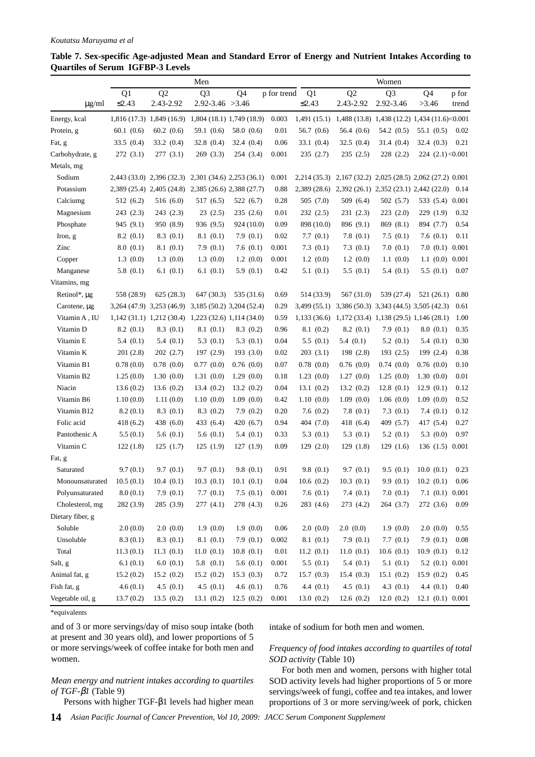**Table 7. Sex-specific Age-adjusted Mean and Standard Error of Energy and Nutrient Intakes According to Quartiles of Serum IGFBP-3 Levels**

| | Men | | | | | Women | | | | |
|---|---|---|---|---|---|---|---|---|---|---|
| μg/ml | Q1 ≤2.43 | Q2 2.43-2.92 | Q3 2.92-3.46 | Q4 >3.46 | p for trend | Q1 ≤2.43 | Q2 2.43-2.92 | Q3 2.92-3.46 | Q4 >3.46 | p for trend |
| Energy, kcal | 1,816 (17.3) | 1,849 (16.9) | 1,804 (18.1) | 1,749 (18.9) | 0.003 | 1,491 (15.1) | 1,488 (13.8) | 1,438 (12.2) | 1,434 (11.6) | <0.001 |
| Protein, g | 60.1 (0.6) | 60.2 (0.6) | 59.1 (0.6) | 58.0 (0.6) | 0.01 | 56.7 (0.6) | 56.4 (0.6) | 54.2 (0.5) | 55.1 (0.5) | 0.02 |
| Fat, g | 33.5 (0.4) | 33.2 (0.4) | 32.8 (0.4) | 32.4 (0.4) | 0.06 | 33.1 (0.4) | 32.5 (0.4) | 31.4 (0.4) | 32.4 (0.3) | 0.21 |
| Carbohydrate, g | 272 (3.1) | 277 (3.1) | 269 (3.3) | 254 (3.4) | 0.001 | 235 (2.7) | 235 (2.5) | 228 (2.2) | 224 (2.1) | <0.001 |
| Metals, mg | | | | | | | | | | |
| Sodium | 2,443 (33.0) | 2,396 (32.3) | 2,301 (34.6) | 2,253 (36.1) | 0.001 | 2,214 (35.3) | 2,167 (32.2) | 2,025 (28.5) | 2,062 (27.2) | 0.001 |
| Potassium | 2,389 (25.4) | 2,405 (24.8) | 2,385 (26.6) | 2,388 (27.7) | 0.88 | 2,389 (28.6) | 2,392 (26.1) | 2,352 (23.1) | 2,442 (22.0) | 0.14 |
| Calciumg | 512 (6.2) | 516 (6.0) | 517 (6.5) | 522 (6.7) | 0.28 | 505 (7.0) | 509 (6.4) | 502 (5.7) | 533 (5.4) | 0.001 |
| Magnesium | 243 (2.3) | 243 (2.3) | 23 (2.5) | 235 (2.6) | 0.01 | 232 (2.5) | 231 (2.3) | 223 (2.0) | 229 (1.9) | 0.32 |
| Phosphate | 945 (9.1) | 950 (8.9) | 936 (9.5) | 924 (10.0) | 0.09 | 898 (10.0) | 896 (9.1) | 869 (8.1) | 894 (7.7) | 0.54 |
| Iron, g | 8.2 (0.1) | 8.3 (0.1) | 8.1 (0.1) | 7.9 (0.1) | 0.02 | 7.7 (0.1) | 7.8 (0.1) | 7.5 (0.1) | 7.6 (0.1) | 0.11 |
| Zinc | 8.0 (0.1) | 8.1 (0.1) | 7.9 (0.1) | 7.6 (0.1) | 0.001 | 7.3 (0.1) | 7.3 (0.1) | 7.0 (0.1) | 7.0 (0.1) | 0.001 |
| Copper | 1.3 (0.0) | 1.3 (0.0) | 1.3 (0.0) | 1.2 (0.0) | 0.001 | 1.2 (0.0) | 1.2 (0.0) | 1.1 (0.0) | 1.1 (0.0) | 0.001 |
| Manganese | 5.8 (0.1) | 6.1 (0.1) | 6.1 (0.1) | 5.9 (0.1) | 0.42 | 5.1 (0.1) | 5.5 (0.1) | 5.4 (0.1) | 5.5 (0.1) | 0.07 |
| Vitamins, mg | | | | | | | | | | |
| Retinol*, μg | 558 (28.9) | 625 (28.3) | 647 (30.3) | 535 (31.6) | 0.69 | 514 (33.9) | 567 (31.0) | 539 (27.4) | 521 (26.1) | 0.80 |
| Carotene, μg | 3,264 (47.9) | 3,253 (46.9) | 3,185 (50.2) | 3,204 (52.4) | 0.29 | 3,499 (55.1) | 3,386 (50.3) | 3,343 (44.5) | 3,505 (42.3) | 0.61 |
| Vitamin A , IU | 1,142 (31.1) | 1,212 (30.4) | 1,223 (32.6) | 1,114 (34.0) | 0.59 | 1,133 (36.6) | 1,172 (33.4) | 1,138 (29.5) | 1,146 (28.1) | 1.00 |
| Vitamin D | 8.2 (0.1) | 8.3 (0.1) | 8.1 (0.1) | 8.3 (0.2) | 0.96 | 8.1 (0.2) | 8.2 (0.1) | 7.9 (0.1) | 8.0 (0.1) | 0.35 |
| Vitamin E | 5.4 (0.1) | 5.4 (0.1) | 5.3 (0.1) | 5.3 (0.1) | 0.04 | 5.5 (0.1) | 5.4 (0.1) | 5.2 (0.1) | 5.4 (0.1) | 0.30 |
| Vitamin K | 201 (2.8) | 202 (2.7) | 197 (2.9) | 193 (3.0) | 0.02 | 203 (3.1) | 198 (2.8) | 193 (2.5) | 199 (2.4) | 0.38 |
| Vitamin B1 | 0.78 (0.0) | 0.78 (0.0) | 0.77 (0.0) | 0.76 (0.0) | 0.07 | 0.78 (0.0) | 0.76 (0.0) | 0.74 (0.0) | 0.76 (0.0) | 0.10 |
| Vitamin B2 | 1.25 (0.0) | 1.30 (0.0) | 1.31 (0.0) | 1.29 (0.0) | 0.18 | 1.23 (0.0) | 1.27 (0.0) | 1.25 (0.0) | 1.30 (0.0) | 0.01 |
| Niacin | 13.6 (0.2) | 13.6 (0.2) | 13.4 (0.2) | 13.2 (0.2) | 0.04 | 13.1 (0.2) | 13.2 (0.2) | 12.8 (0.1) | 12.9 (0.1) | 0.12 |
| Vitamin B6 | 1.10 (0.0) | 1.11 (0.0) | 1.10 (0.0) | 1.09 (0.0) | 0.42 | 1.10 (0.0) | 1.09 (0.0) | 1.06 (0.0) | 1.09 (0.0) | 0.52 |
| Vitamin B12 | 8.2 (0.1) | 8.3 (0.1) | 8.3 (0.2) | 7.9 (0.2) | 0.20 | 7.6 (0.2) | 7.8 (0.1) | 7.3 (0.1) | 7.4 (0.1) | 0.12 |
| Folic acid | 418 (6.2) | 438 (6.0) | 433 (6.4) | 420 (6.7) | 0.94 | 404 (7.0) | 418 (6.4) | 409 (5.7) | 417 (5.4) | 0.27 |
| Pantothenic A | 5.5 (0.1) | 5.6 (0.1) | 5.6 (0.1) | 5.4 (0.1) | 0.33 | 5.3 (0.1) | 5.3 (0.1) | 5.2 (0.1) | 5.3 (0.0) | 0.97 |
| Vitamin C | 122 (1.8) | 125 (1.7) | 125 (1.9) | 127 (1.9) | 0.09 | 129 (2.0) | 129 (1.8) | 129 (1.6) | 136 (1.5) | 0.001 |
| Fat, g | | | | | | | | | | |
| Saturated | 9.7 (0.1) | 9.7 (0.1) | 9.7 (0.1) | 9.8 (0.1) | 0.91 | 9.8 (0.1) | 9.7 (0.1) | 9.5 (0.1) | 10.0 (0.1) | 0.23 |
| Monounsaturated | 10.5 (0.1) | 10.4 (0.1) | 10.3 (0.1) | 10.1 (0.1) | 0.04 | 10.6 (0.2) | 10.3 (0.1) | 9.9 (0.1) | 10.2 (0.1) | 0.06 |
| Polyunsaturated | 8.0 (0.1) | 7.9 (0.1) | 7.7 (0.1) | 7.5 (0.1) | 0.001 | 7.6 (0.1) | 7.4 (0.1) | 7.0 (0.1) | 7.1 (0.1) | 0.001 |
| Cholesterol, mg | 282 (3.9) | 285 (3.9) | 277 (4.1) | 278 (4.3) | 0.26 | 283 (4.6) | 273 (4.2) | 264 (3.7) | 272 (3.6) | 0.09 |
| Dietary fiber, g | | | | | | | | | | |
| Soluble | 2.0 (0.0) | 2.0 (0.0) | 1.9 (0.0) | 1.9 (0.0) | 0.06 | 2.0 (0.0) | 2.0 (0.0) | 1.9 (0.0) | 2.0 (0.0) | 0.55 |
| Unsoluble | 8.3 (0.1) | 8.3 (0.1) | 8.1 (0.1) | 7.9 (0.1) | 0.002 | 8.1 (0.1) | 7.9 (0.1) | 7.7 (0.1) | 7.9 (0.1) | 0.08 |
| Total | 11.3 (0.1) | 11.3 (0.1) | 11.0 (0.1) | 10.8 (0.1) | 0.01 | 11.2 (0.1) | 11.0 (0.1) | 10.6 (0.1) | 10.9 (0.1) | 0.12 |
| Salt, g | 6.1 (0.1) | 6.0 (0.1) | 5.8 (0.1) | 5.6 (0.1) | 0.001 | 5.5 (0.1) | 5.4 (0.1) | 5.1 (0.1) | 5.2 (0.1) | 0.001 |
| Animal fat, g | 15.2 (0.2) | 15.2 (0.2) | 15.2 (0.2) | 15.3 (0.3) | 0.72 | 15.7 (0.3) | 15.4 (0.3) | 15.1 (0.2) | 15.9 (0.2) | 0.45 |
| Fish fat, g | 4.6 (0.1) | 4.5 (0.1) | 4.5 (0.1) | 4.6 (0.1) | 0.76 | 4.4 (0.1) | 4.5 (0.1) | 4.3 (0.1) | 4.4 (0.1) | 0.40 |
| Vegetable oil, g | 13.7 (0.2) | 13.5 (0.2) | 13.1 (0.2) | 12.5 (0.2) | 0.001 | 13.0 (0.2) | 12.6 (0.2) | 12.0 (0.2) | 12.1 (0.1) | 0.001 |

*equivalents

and of 3 or more servings/day of miso soup intake (both at present and 30 years old), and lower proportions of 5 or more servings/week of coffee intake for both men and women.

*Mean energy and nutrient intakes according to quartiles of TGF-β1* (Table 9)

Persons with higher TGF-β1 levels had higher mean intake of sodium for both men and women.

*Frequency of food intakes according to quartiles of total SOD activity* (Table 10)

For both men and women, persons with higher total SOD activity levels had higher proportions of 5 or more servings/week of fungi, coffee and tea intakes, and lower proportions of 3 or more serving/week of pork, chicken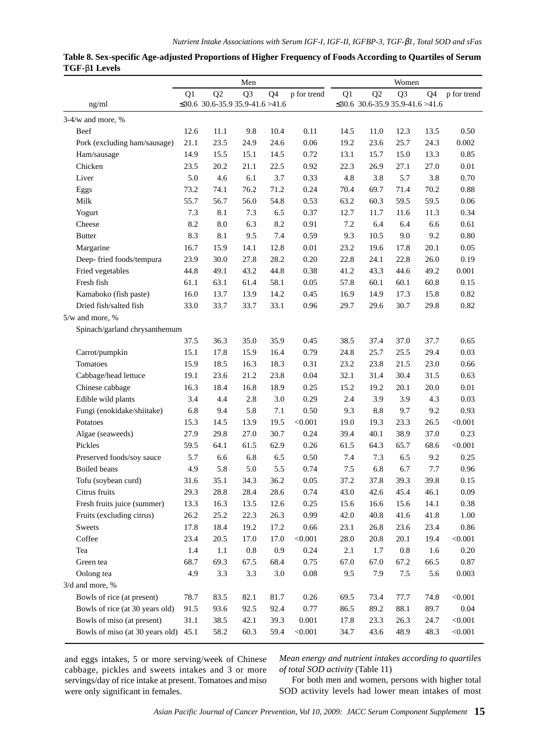**Table 8. Sex-specific Age-adjusted Proportions of Higher Frequency of Foods According to Quartiles of Serum TGF-β1 Levels**

| | Men | | | | | Women | | | | |
|---|---|---|---|---|---|---|---|---|---|---|
| | Q1 | Q2 | Q3 | Q4 | p for trend | Q1 | Q2 | Q3 | Q4 | p for trend |
| ng/ml | ≤30.6 | 30.6-35.9 | 35.9-41.6 | >41.6 | | ≤30.6 | 30.6-35.9 | 35.9-41.6 | >41.6 | |
| 3-4/w and more, % | | | | | | | | | | |
| Beef | 12.6 | 11.1 | 9.8 | 10.4 | 0.11 | 14.5 | 11.0 | 12.3 | 13.5 | 0.50 |
| Pork (excluding ham/sausage) | 21.1 | 23.5 | 24.9 | 24.6 | 0.06 | 19.2 | 23.6 | 25.7 | 24.3 | 0.002 |
| Ham/sausage | 14.9 | 15.5 | 15.1 | 14.5 | 0.72 | 13.1 | 15.7 | 15.0 | 13.3 | 0.85 |
| Chicken | 23.5 | 20.2 | 21.1 | 22.5 | 0.92 | 22.3 | 26.9 | 27.1 | 27.0 | 0.01 |
| Liver | 5.0 | 4.6 | 6.1 | 3.7 | 0.33 | 4.8 | 3.8 | 5.7 | 3.8 | 0.70 |
| Eggs | 73.2 | 74.1 | 76.2 | 71.2 | 0.24 | 70.4 | 69.7 | 71.4 | 70.2 | 0.88 |
| Milk | 55.7 | 56.7 | 56.0 | 54.8 | 0.53 | 63.2 | 60.3 | 59.5 | 59.5 | 0.06 |
| Yogurt | 7.3 | 8.1 | 7.3 | 6.5 | 0.37 | 12.7 | 11.7 | 11.6 | 11.3 | 0.34 |
| Cheese | 8.2 | 8.0 | 6.3 | 8.2 | 0.91 | 7.2 | 6.4 | 6.4 | 6.6 | 0.61 |
| Butter | 8.3 | 8.1 | 9.5 | 7.4 | 0.59 | 9.3 | 10.5 | 9.0 | 9.2 | 0.80 |
| Margarine | 16.7 | 15.9 | 14.1 | 12.8 | 0.01 | 23.2 | 19.6 | 17.8 | 20.1 | 0.05 |
| Deep- fried foods/tempura | 23.9 | 30.0 | 27.8 | 28.2 | 0.20 | 22.8 | 24.1 | 22.8 | 26.0 | 0.19 |
| Fried vegetables | 44.8 | 49.1 | 43.2 | 44.8 | 0.38 | 41.2 | 43.3 | 44.6 | 49.2 | 0.001 |
| Fresh fish | 61.1 | 63.1 | 61.4 | 58.1 | 0.05 | 57.8 | 60.1 | 60.1 | 60.8 | 0.15 |
| Kamaboko (fish paste) | 16.0 | 13.7 | 13.9 | 14.2 | 0.45 | 16.9 | 14.9 | 17.3 | 15.8 | 0.82 |
| Dried fish/salted fish | 33.0 | 33.7 | 33.7 | 33.1 | 0.96 | 29.7 | 29.6 | 30.7 | 29.8 | 0.82 |
| 5/w and more, % | | | | | | | | | | |
| Spinach/garland chrysanthemum | 37.5 | 36.3 | 35.0 | 35.9 | 0.45 | 38.5 | 37.4 | 37.0 | 37.7 | 0.65 |
| Carrot/pumpkin | 15.1 | 17.8 | 15.9 | 16.4 | 0.79 | 24.8 | 25.7 | 25.5 | 29.4 | 0.03 |
| Tomatoes | 15.9 | 18.5 | 16.3 | 18.3 | 0.31 | 23.2 | 23.8 | 21.5 | 23.0 | 0.66 |
| Cabbage/head lettuce | 19.1 | 23.6 | 21.2 | 23.8 | 0.04 | 32.1 | 31.4 | 30.4 | 31.5 | 0.63 |
| Chinese cabbage | 16.3 | 18.4 | 16.8 | 18.9 | 0.25 | 15.2 | 19.2 | 20.1 | 20.0 | 0.01 |
| Edible wild plants | 3.4 | 4.4 | 2.8 | 3.0 | 0.29 | 2.4 | 3.9 | 3.9 | 4.3 | 0.03 |
| Fungi (enokidake/shiitake) | 6.8 | 9.4 | 5.8 | 7.1 | 0.50 | 9.3 | 8.8 | 9.7 | 9.2 | 0.93 |
| Potatoes | 15.3 | 14.5 | 13.9 | 19.5 | <0.001 | 19.0 | 19.3 | 23.3 | 26.5 | <0.001 |
| Algae (seaweeds) | 27.9 | 29.8 | 27.0 | 30.7 | 0.24 | 39.4 | 40.1 | 38.9 | 37.0 | 0.23 |
| Pickles | 59.5 | 64.1 | 61.5 | 62.9 | 0.26 | 61.5 | 64.3 | 65.7 | 68.6 | <0.001 |
| Preserved foods/soy sauce | 5.7 | 6.6 | 6.8 | 6.5 | 0.50 | 7.4 | 7.3 | 6.5 | 9.2 | 0.25 |
| Boiled beans | 4.9 | 5.8 | 5.0 | 5.5 | 0.74 | 7.5 | 6.8 | 6.7 | 7.7 | 0.96 |
| Tofu (soybean curd) | 31.6 | 35.1 | 34.3 | 36.2 | 0.05 | 37.2 | 37.8 | 39.3 | 39.8 | 0.15 |
| Citrus fruits | 29.3 | 28.8 | 28.4 | 28.6 | 0.74 | 43.0 | 42.6 | 45.4 | 46.1 | 0.09 |
| Fresh fruits juice (summer) | 13.3 | 16.3 | 13.5 | 12.6 | 0.25 | 15.6 | 16.6 | 15.6 | 14.1 | 0.38 |
| Fruits (excluding citrus) | 26.2 | 25.2 | 22.3 | 26.3 | 0.99 | 42.0 | 40.8 | 41.6 | 41.8 | 1.00 |
| Sweets | 17.8 | 18.4 | 19.2 | 17.2 | 0.66 | 23.1 | 26.8 | 23.6 | 23.4 | 0.86 |
| Coffee | 23.4 | 20.5 | 17.0 | 17.0 | <0.001 | 28.0 | 20.8 | 20.1 | 19.4 | <0.001 |
| Tea | 1.4 | 1.1 | 0.8 | 0.9 | 0.24 | 2.1 | 1.7 | 0.8 | 1.6 | 0.20 |
| Green tea | 68.7 | 69.3 | 67.5 | 68.4 | 0.75 | 67.0 | 67.0 | 67.2 | 66.5 | 0.87 |
| Oolong tea | 4.9 | 3.3 | 3.3 | 3.0 | 0.08 | 9.5 | 7.9 | 7.5 | 5.6 | 0.003 |
| 3/d and more, % | | | | | | | | | | |
| Bowls of rice (at present) | 78.7 | 83.5 | 82.1 | 81.7 | 0.26 | 69.5 | 73.4 | 77.7 | 74.8 | <0.001 |
| Bowls of rice (at 30 years old) | 91.5 | 93.6 | 92.5 | 92.4 | 0.77 | 86.5 | 89.2 | 88.1 | 89.7 | 0.04 |
| Bowls of miso (at present) | 31.1 | 38.5 | 42.1 | 39.3 | 0.001 | 17.8 | 23.3 | 26.3 | 24.7 | <0.001 |
| Bowls of miso (at 30 years old) | 45.1 | 58.2 | 60.3 | 59.4 | <0.001 | 34.7 | 43.6 | 48.9 | 48.3 | <0.001 |

and eggs intakes, 5 or more serving/week of Chinese cabbage, pickles and sweets intakes and 3 or more servings/day of rice intake at present. Tomatoes and miso were only significant in females.

*Mean energy and nutrient intakes according to quartiles of total SOD activity* (Table 11)

For both men and women, persons with higher total SOD activity levels had lower mean intakes of most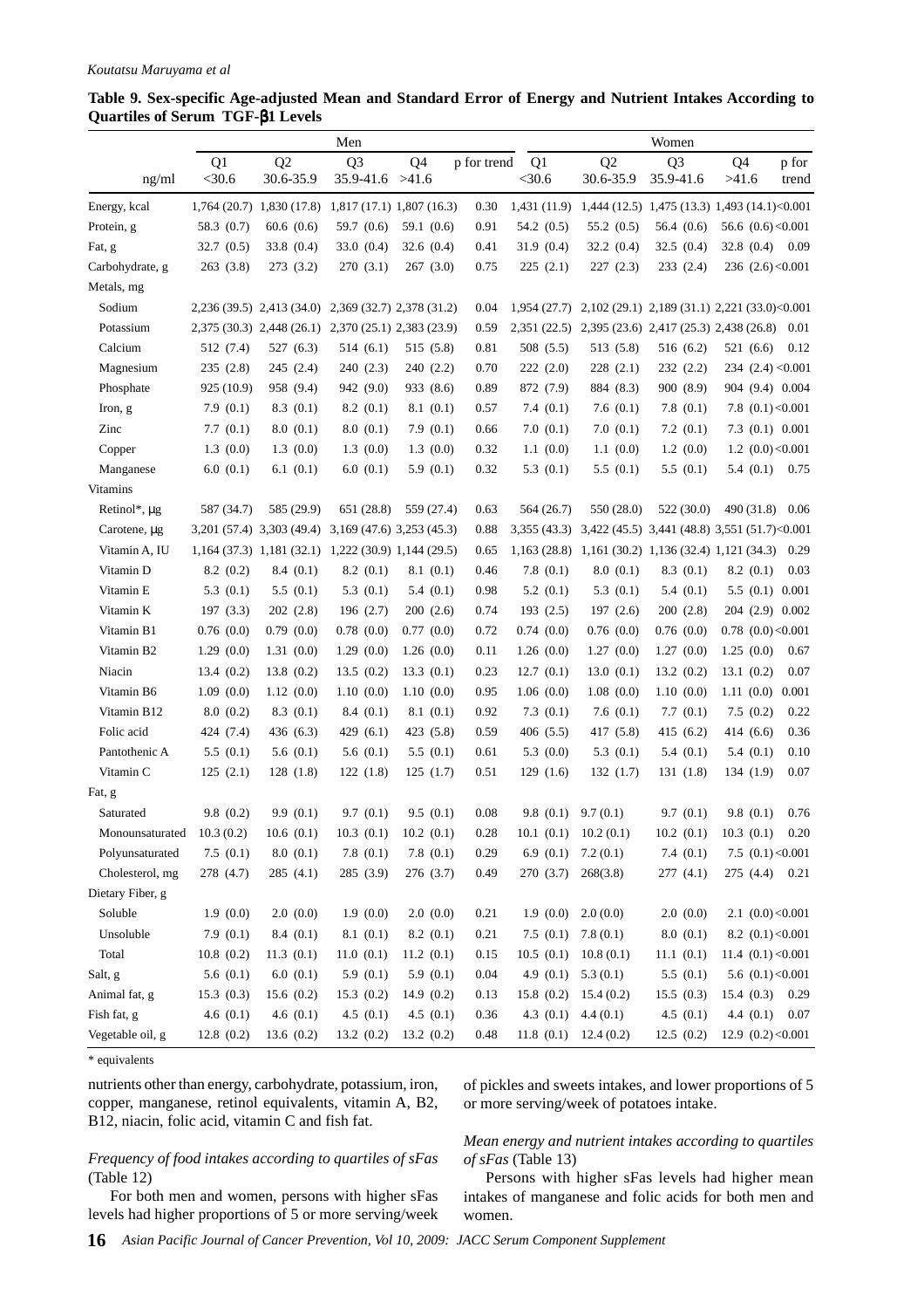**Table 9. Sex-specific Age-adjusted Mean and Standard Error of Energy and Nutrient Intakes According to Quartiles of Serum TGF-β1 Levels**

| | Men | | | | | Women | | | | |
|---|---|---|---|---|---|---|---|---|---|---|
| ng/ml | Q1 <30.6 | Q2 30.6-35.9 | Q3 35.9-41.6 | Q4 >41.6 | p for trend | Q1 <30.6 | Q2 30.6-35.9 | Q3 35.9-41.6 | Q4 >41.6 | p for trend |
| Energy, kcal | 1,764 (20.7) | 1,830 (17.8) | 1,817 (17.1) | 1,807 (16.3) | 0.30 | 1,431 (11.9) | 1,444 (12.5) | 1,475 (13.3) | 1,493 (14.1) | <0.001 |
| Protein, g | 58.3 (0.7) | 60.6 (0.6) | 59.7 (0.6) | 59.1 (0.6) | 0.91 | 54.2 (0.5) | 55.2 (0.5) | 56.4 (0.6) | 56.6 (0.6) | <0.001 |
| Fat, g | 32.7 (0.5) | 33.8 (0.4) | 33.0 (0.4) | 32.6 (0.4) | 0.41 | 31.9 (0.4) | 32.2 (0.4) | 32.5 (0.4) | 32.8 (0.4) | 0.09 |
| Carbohydrate, g | 263 (3.8) | 273 (3.2) | 270 (3.1) | 267 (3.0) | 0.75 | 225 (2.1) | 227 (2.3) | 233 (2.4) | 236 (2.6) | <0.001 |
| Metals, mg | | | | | | | | | | |
| Sodium | 2,236 (39.5) | 2,413 (34.0) | 2,369 (32.7) | 2,378 (31.2) | 0.04 | 1,954 (27.7) | 2,102 (29.1) | 2,189 (31.1) | 2,221 (33.0) | <0.001 |
| Potassium | 2,375 (30.3) | 2,448 (26.1) | 2,370 (25.1) | 2,383 (23.9) | 0.59 | 2,351 (22.5) | 2,395 (23.6) | 2,417 (25.3) | 2,438 (26.8) | 0.01 |
| Calcium | 512 (7.4) | 527 (6.3) | 514 (6.1) | 515 (5.8) | 0.81 | 508 (5.5) | 513 (5.8) | 516 (6.2) | 521 (6.6) | 0.12 |
| Magnesium | 235 (2.8) | 245 (2.4) | 240 (2.3) | 240 (2.2) | 0.70 | 222 (2.0) | 228 (2.1) | 232 (2.2) | 234 (2.4) | <0.001 |
| Phosphate | 925 (10.9) | 958 (9.4) | 942 (9.0) | 933 (8.6) | 0.89 | 872 (7.9) | 884 (8.3) | 900 (8.9) | 904 (9.4) | 0.004 |
| Iron, g | 7.9 (0.1) | 8.3 (0.1) | 8.2 (0.1) | 8.1 (0.1) | 0.57 | 7.4 (0.1) | 7.6 (0.1) | 7.8 (0.1) | 7.8 (0.1) | <0.001 |
| Zinc | 7.7 (0.1) | 8.0 (0.1) | 8.0 (0.1) | 7.9 (0.1) | 0.66 | 7.0 (0.1) | 7.0 (0.1) | 7.2 (0.1) | 7.3 (0.1) | 0.001 |
| Copper | 1.3 (0.0) | 1.3 (0.0) | 1.3 (0.0) | 1.3 (0.0) | 0.32 | 1.1 (0.0) | 1.1 (0.0) | 1.2 (0.0) | 1.2 (0.0) | <0.001 |
| Manganese | 6.0 (0.1) | 6.1 (0.1) | 6.0 (0.1) | 5.9 (0.1) | 0.32 | 5.3 (0.1) | 5.5 (0.1) | 5.5 (0.1) | 5.4 (0.1) | 0.75 |
| Vitamins | | | | | | | | | | |
| Retinol*, μg | 587 (34.7) | 585 (29.9) | 651 (28.8) | 559 (27.4) | 0.63 | 564 (26.7) | 550 (28.0) | 522 (30.0) | 490 (31.8) | 0.06 |
| Carotene, μg | 3,201 (57.4) | 3,303 (49.4) | 3,169 (47.6) | 3,253 (45.3) | 0.88 | 3,355 (43.3) | 3,422 (45.5) | 3,441 (48.8) | 3,551 (51.7) | <0.001 |
| Vitamin A, IU | 1,164 (37.3) | 1,181 (32.1) | 1,222 (30.9) | 1,144 (29.5) | 0.65 | 1,163 (28.8) | 1,161 (30.2) | 1,136 (32.4) | 1,121 (34.3) | 0.29 |
| Vitamin D | 8.2 (0.2) | 8.4 (0.1) | 8.2 (0.1) | 8.1 (0.1) | 0.46 | 7.8 (0.1) | 8.0 (0.1) | 8.3 (0.1) | 8.2 (0.1) | 0.03 |
| Vitamin E | 5.3 (0.1) | 5.5 (0.1) | 5.3 (0.1) | 5.4 (0.1) | 0.98 | 5.2 (0.1) | 5.3 (0.1) | 5.4 (0.1) | 5.5 (0.1) | 0.001 |
| Vitamin K | 197 (3.3) | 202 (2.8) | 196 (2.7) | 200 (2.6) | 0.74 | 193 (2.5) | 197 (2.6) | 200 (2.8) | 204 (2.9) | 0.002 |
| Vitamin B1 | 0.76 (0.0) | 0.79 (0.0) | 0.78 (0.0) | 0.77 (0.0) | 0.72 | 0.74 (0.0) | 0.76 (0.0) | 0.76 (0.0) | 0.78 (0.0) | <0.001 |
| Vitamin B2 | 1.29 (0.0) | 1.31 (0.0) | 1.29 (0.0) | 1.26 (0.0) | 0.11 | 1.26 (0.0) | 1.27 (0.0) | 1.27 (0.0) | 1.25 (0.0) | 0.67 |
| Niacin | 13.4 (0.2) | 13.8 (0.2) | 13.5 (0.2) | 13.3 (0.1) | 0.23 | 12.7 (0.1) | 13.0 (0.1) | 13.2 (0.2) | 13.1 (0.2) | 0.07 |
| Vitamin B6 | 1.09 (0.0) | 1.12 (0.0) | 1.10 (0.0) | 1.10 (0.0) | 0.95 | 1.06 (0.0) | 1.08 (0.0) | 1.10 (0.0) | 1.11 (0.0) | 0.001 |
| Vitamin B12 | 8.0 (0.2) | 8.3 (0.1) | 8.4 (0.1) | 8.1 (0.1) | 0.92 | 7.3 (0.1) | 7.6 (0.1) | 7.7 (0.1) | 7.5 (0.2) | 0.22 |
| Folic acid | 424 (7.4) | 436 (6.3) | 429 (6.1) | 423 (5.8) | 0.59 | 406 (5.5) | 417 (5.8) | 415 (6.2) | 414 (6.6) | 0.36 |
| Pantothenic A | 5.5 (0.1) | 5.6 (0.1) | 5.6 (0.1) | 5.5 (0.1) | 0.61 | 5.3 (0.0) | 5.3 (0.1) | 5.4 (0.1) | 5.4 (0.1) | 0.10 |
| Vitamin C | 125 (2.1) | 128 (1.8) | 122 (1.8) | 125 (1.7) | 0.51 | 129 (1.6) | 132 (1.7) | 131 (1.8) | 134 (1.9) | 0.07 |
| Fat, g | | | | | | | | | | |
| Saturated | 9.8 (0.2) | 9.9 (0.1) | 9.7 (0.1) | 9.5 (0.1) | 0.08 | 9.8 (0.1) | 9.7 (0.1) | 9.7 (0.1) | 9.8 (0.1) | 0.76 |
| Monounsaturated | 10.3 (0.2) | 10.6 (0.1) | 10.3 (0.1) | 10.2 (0.1) | 0.28 | 10.1 (0.1) | 10.2 (0.1) | 10.2 (0.1) | 10.3 (0.1) | 0.20 |
| Polyunsaturated | 7.5 (0.1) | 8.0 (0.1) | 7.8 (0.1) | 7.8 (0.1) | 0.29 | 6.9 (0.1) | 7.2 (0.1) | 7.4 (0.1) | 7.5 (0.1) | <0.001 |
| Cholesterol, mg | 278 (4.7) | 285 (4.1) | 285 (3.9) | 276 (3.7) | 0.49 | 270 (3.7) | 268(3.8) | 277 (4.1) | 275 (4.4) | 0.21 |
| Dietary Fiber, g | | | | | | | | | | |
| Soluble | 1.9 (0.0) | 2.0 (0.0) | 1.9 (0.0) | 2.0 (0.0) | 0.21 | 1.9 (0.0) | 2.0 (0.0) | 2.0 (0.0) | 2.1 (0.0) | <0.001 |
| Unsoluble | 7.9 (0.1) | 8.4 (0.1) | 8.1 (0.1) | 8.2 (0.1) | 0.21 | 7.5 (0.1) | 7.8 (0.1) | 8.0 (0.1) | 8.2 (0.1) | <0.001 |
| Total | 10.8 (0.2) | 11.3 (0.1) | 11.0 (0.1) | 11.2 (0.1) | 0.15 | 10.5 (0.1) | 10.8 (0.1) | 11.1 (0.1) | 11.4 (0.1) | <0.001 |
| Salt, g | 5.6 (0.1) | 6.0 (0.1) | 5.9 (0.1) | 5.9 (0.1) | 0.04 | 4.9 (0.1) | 5.3 (0.1) | 5.5 (0.1) | 5.6 (0.1) | <0.001 |
| Animal fat, g | 15.3 (0.3) | 15.6 (0.2) | 15.3 (0.2) | 14.9 (0.2) | 0.13 | 15.8 (0.2) | 15.4 (0.2) | 15.5 (0.3) | 15.4 (0.3) | 0.29 |
| Fish fat, g | 4.6 (0.1) | 4.6 (0.1) | 4.5 (0.1) | 4.5 (0.1) | 0.36 | 4.3 (0.1) | 4.4 (0.1) | 4.5 (0.1) | 4.4 (0.1) | 0.07 |
| Vegetable oil, g | 12.8 (0.2) | 13.6 (0.2) | 13.2 (0.2) | 13.2 (0.2) | 0.48 | 11.8 (0.1) | 12.4 (0.2) | 12.5 (0.2) | 12.9 (0.2) | <0.001 |

* equivalents

nutrients other than energy, carbohydrate, potassium, iron, copper, manganese, retinol equivalents, vitamin A, B2, B12, niacin, folic acid, vitamin C and fish fat.

*Frequency of food intakes according to quartiles of sFas* (Table 12)

For both men and women, persons with higher sFas levels had higher proportions of 5 or more serving/week of pickles and sweets intakes, and lower proportions of 5 or more serving/week of potatoes intake.

*Mean energy and nutrient intakes according to quartiles of sFas* (Table 13)

Persons with higher sFas levels had higher mean intakes of manganese and folic acids for both men and women.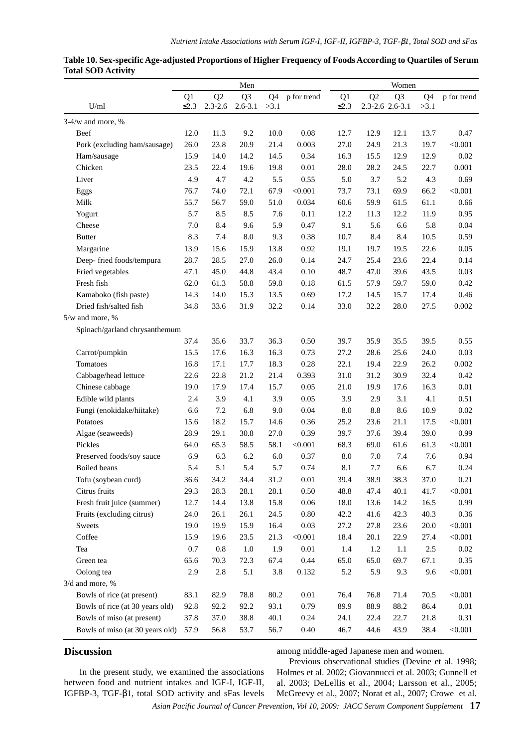**Table 10. Sex-specific Age-adjusted Proportions of Higher Frequency of Foods According to Quartiles of Serum Total SOD Activity**

| | Men | | | | | Women | | | | |
|---|---|---|---|---|---|---|---|---|---|---|
| | Q1 | Q2 | Q3 | Q4 | p for trend | Q1 | Q2 | Q3 | Q4 | p for trend |
| U/ml | ≤2.3 | 2.3-2.6 | 2.6-3.1 | >3.1 | | ≤2.3 | 2.3-2.6 | 2.6-3.1 | >3.1 | |
| 3-4/w and more, % | | | | | | | | | | |
| Beef | 12.0 | 11.3 | 9.2 | 10.0 | 0.08 | 12.7 | 12.9 | 12.1 | 13.7 | 0.47 |
| Pork (excluding ham/sausage) | 26.0 | 23.8 | 20.9 | 21.4 | 0.003 | 27.0 | 24.9 | 21.3 | 19.7 | <0.001 |
| Ham/sausage | 15.9 | 14.0 | 14.2 | 14.5 | 0.34 | 16.3 | 15.5 | 12.9 | 12.9 | 0.02 |
| Chicken | 23.5 | 22.4 | 19.6 | 19.8 | 0.01 | 28.0 | 28.2 | 24.5 | 22.7 | 0.001 |
| Liver | 4.9 | 4.7 | 4.2 | 5.5 | 0.55 | 5.0 | 3.7 | 5.2 | 4.3 | 0.69 |
| Eggs | 76.7 | 74.0 | 72.1 | 67.9 | <0.001 | 73.7 | 73.1 | 69.9 | 66.2 | <0.001 |
| Milk | 55.7 | 56.7 | 59.0 | 51.0 | 0.034 | 60.6 | 59.9 | 61.5 | 61.1 | 0.66 |
| Yogurt | 5.7 | 8.5 | 8.5 | 7.6 | 0.11 | 12.2 | 11.3 | 12.2 | 11.9 | 0.95 |
| Cheese | 7.0 | 8.4 | 9.6 | 5.9 | 0.47 | 9.1 | 5.6 | 6.6 | 5.8 | 0.04 |
| Butter | 8.3 | 7.4 | 8.0 | 9.3 | 0.38 | 10.7 | 8.4 | 8.4 | 10.5 | 0.59 |
| Margarine | 13.9 | 15.6 | 15.9 | 13.8 | 0.92 | 19.1 | 19.7 | 19.5 | 22.6 | 0.05 |
| Deep- fried foods/tempura | 28.7 | 28.5 | 27.0 | 26.0 | 0.14 | 24.7 | 25.4 | 23.6 | 22.4 | 0.14 |
| Fried vegetables | 47.1 | 45.0 | 44.8 | 43.4 | 0.10 | 48.7 | 47.0 | 39.6 | 43.5 | 0.03 |
| Fresh fish | 62.0 | 61.3 | 58.8 | 59.8 | 0.18 | 61.5 | 57.9 | 59.7 | 59.0 | 0.42 |
| Kamaboko (fish paste) | 14.3 | 14.0 | 15.3 | 13.5 | 0.69 | 17.2 | 14.5 | 15.7 | 17.4 | 0.46 |
| Dried fish/salted fish | 34.8 | 33.6 | 31.9 | 32.2 | 0.14 | 33.0 | 32.2 | 28.0 | 27.5 | 0.002 |
| 5/w and more, % | | | | | | | | | | |
| Spinach/garland chrysanthemum | 37.4 | 35.6 | 33.7 | 36.3 | 0.50 | 39.7 | 35.9 | 35.5 | 39.5 | 0.55 |
| Carrot/pumpkin | 15.5 | 17.6 | 16.3 | 16.3 | 0.73 | 27.2 | 28.6 | 25.6 | 24.0 | 0.03 |
| Tomatoes | 16.8 | 17.1 | 17.7 | 18.3 | 0.28 | 22.1 | 19.4 | 22.9 | 26.2 | 0.002 |
| Cabbage/head lettuce | 22.6 | 22.8 | 21.2 | 21.4 | 0.393 | 31.0 | 31.2 | 30.9 | 32.4 | 0.42 |
| Chinese cabbage | 19.0 | 17.9 | 17.4 | 15.7 | 0.05 | 21.0 | 19.9 | 17.6 | 16.3 | 0.01 |
| Edible wild plants | 2.4 | 3.9 | 4.1 | 3.9 | 0.05 | 3.9 | 2.9 | 3.1 | 4.1 | 0.51 |
| Fungi (enokidake/hiitake) | 6.6 | 7.2 | 6.8 | 9.0 | 0.04 | 8.0 | 8.8 | 8.6 | 10.9 | 0.02 |
| Potatoes | 15.6 | 18.2 | 15.7 | 14.6 | 0.36 | 25.2 | 23.6 | 21.1 | 17.5 | <0.001 |
| Algae (seaweeds) | 28.9 | 29.1 | 30.8 | 27.0 | 0.39 | 39.7 | 37.6 | 39.4 | 39.0 | 0.99 |
| Pickles | 64.0 | 65.3 | 58.5 | 58.1 | <0.001 | 68.3 | 69.0 | 61.6 | 61.3 | <0.001 |
| Preserved foods/soy sauce | 6.9 | 6.3 | 6.2 | 6.0 | 0.37 | 8.0 | 7.0 | 7.4 | 7.6 | 0.94 |
| Boiled beans | 5.4 | 5.1 | 5.4 | 5.7 | 0.74 | 8.1 | 7.7 | 6.6 | 6.7 | 0.24 |
| Tofu (soybean curd) | 36.6 | 34.2 | 34.4 | 31.2 | 0.01 | 39.4 | 38.9 | 38.3 | 37.0 | 0.21 |
| Citrus fruits | 29.3 | 28.3 | 28.1 | 28.1 | 0.50 | 48.8 | 47.4 | 40.1 | 41.7 | <0.001 |
| Fresh fruit juice (summer) | 12.7 | 14.4 | 13.8 | 15.8 | 0.06 | 18.0 | 13.6 | 14.2 | 16.5 | 0.99 |
| Fruits (excluding citrus) | 24.0 | 26.1 | 26.1 | 24.5 | 0.80 | 42.2 | 41.6 | 42.3 | 40.3 | 0.36 |
| Sweets | 19.0 | 19.9 | 15.9 | 16.4 | 0.03 | 27.2 | 27.8 | 23.6 | 20.0 | <0.001 |
| Coffee | 15.9 | 19.6 | 23.5 | 21.3 | <0.001 | 18.4 | 20.1 | 22.9 | 27.4 | <0.001 |
| Tea | 0.7 | 0.8 | 1.0 | 1.9 | 0.01 | 1.4 | 1.2 | 1.1 | 2.5 | 0.02 |
| Green tea | 65.6 | 70.3 | 72.3 | 67.4 | 0.44 | 65.0 | 65.0 | 69.7 | 67.1 | 0.35 |
| Oolong tea | 2.9 | 2.8 | 5.1 | 3.8 | 0.132 | 5.2 | 5.9 | 9.3 | 9.6 | <0.001 |
| 3/d and more, % | | | | | | | | | | |
| Bowls of rice (at present) | 83.1 | 82.9 | 78.8 | 80.2 | 0.01 | 76.4 | 76.8 | 71.4 | 70.5 | <0.001 |
| Bowls of rice (at 30 years old) | 92.8 | 92.2 | 92.2 | 93.1 | 0.79 | 89.9 | 88.9 | 88.2 | 86.4 | 0.01 |
| Bowls of miso (at present) | 37.8 | 37.0 | 38.8 | 40.1 | 0.24 | 24.1 | 22.4 | 22.7 | 21.8 | 0.31 |
| Bowls of miso (at 30 years old) | 57.9 | 56.8 | 53.7 | 56.7 | 0.40 | 46.7 | 44.6 | 43.9 | 38.4 | <0.001 |

## Discussion

In the present study, we examined the associations between food and nutrient intakes and IGF-I, IGF-II, IGFBP-3, TGF-β1, total SOD activity and sFas levels among middle-aged Japanese men and women.

Previous observational studies (Devine et al. 1998; Holmes et al. 2002; Giovannucci et al. 2003; Gunnell et al. 2003; DeLellis et al., 2004; Larsson et al., 2005; McGreevy et al., 2007; Norat et al., 2007; Crowe et al.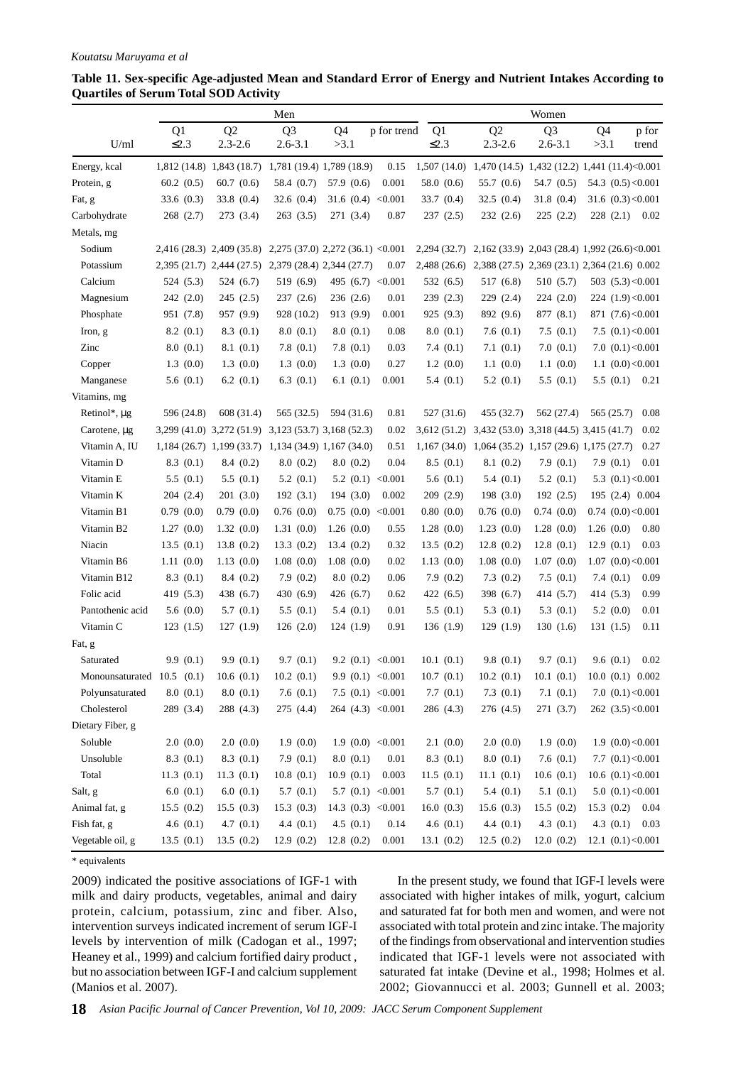**Table 11. Sex-specific Age-adjusted Mean and Standard Error of Energy and Nutrient Intakes According to Quartiles of Serum Total SOD Activity**

| | Men | | | | | Women | | | | |
|---|---|---|---|---|---|---|---|---|---|---|
| U/ml | Q1 ≤2.3 | Q2 2.3-2.6 | Q3 2.6-3.1 | Q4 >3.1 | p for trend | Q1 ≤2.3 | Q2 2.3-2.6 | Q3 2.6-3.1 | Q4 >3.1 | p for trend |
| Energy, kcal | 1,812 (14.8) | 1,843 (18.7) | 1,781 (19.4) | 1,789 (18.9) | 0.15 | 1,507 (14.0) | 1,470 (14.5) | 1,432 (12.2) | 1,441 (11.4) | <0.001 |
| Protein, g | 60.2 (0.5) | 60.7 (0.6) | 58.4 (0.7) | 57.9 (0.6) | 0.001 | 58.0 (0.6) | 55.7 (0.6) | 54.7 (0.5) | 54.3 (0.5) | <0.001 |
| Fat, g | 33.6 (0.3) | 33.8 (0.4) | 32.6 (0.4) | 31.6 (0.4) | <0.001 | 33.7 (0.4) | 32.5 (0.4) | 31.8 (0.4) | 31.6 (0.3) | <0.001 |
| Carbohydrate | 268 (2.7) | 273 (3.4) | 263 (3.5) | 271 (3.4) | 0.87 | 237 (2.5) | 232 (2.6) | 225 (2.2) | 228 (2.1) | 0.02 |
| Metals, mg | | | | | | | | | | |
| Sodium | 2,416 (28.3) | 2,409 (35.8) | 2,275 (37.0) | 2,272 (36.1) | <0.001 | 2,294 (32.7) | 2,162 (33.9) | 2,043 (28.4) | 1,992 (26.6) | <0.001 |
| Potassium | 2,395 (21.7) | 2,444 (27.5) | 2,379 (28.4) | 2,344 (27.7) | 0.07 | 2,488 (26.6) | 2,388 (27.5) | 2,369 (23.1) | 2,364 (21.6) | 0.002 |
| Calcium | 524 (5.3) | 524 (6.7) | 519 (6.9) | 495 (6.7) | <0.001 | 532 (6.5) | 517 (6.8) | 510 (5.7) | 503 (5.3) | <0.001 |
| Magnesium | 242 (2.0) | 245 (2.5) | 237 (2.6) | 236 (2.6) | 0.01 | 239 (2.3) | 229 (2.4) | 224 (2.0) | 224 (1.9) | <0.001 |
| Phosphate | 951 (7.8) | 957 (9.9) | 928 (10.2) | 913 (9.9) | 0.001 | 925 (9.3) | 892 (9.6) | 877 (8.1) | 871 (7.6) | <0.001 |
| Iron, g | 8.2 (0.1) | 8.3 (0.1) | 8.0 (0.1) | 8.0 (0.1) | 0.08 | 8.0 (0.1) | 7.6 (0.1) | 7.5 (0.1) | 7.5 (0.1) | <0.001 |
| Zinc | 8.0 (0.1) | 8.1 (0.1) | 7.8 (0.1) | 7.8 (0.1) | 0.03 | 7.4 (0.1) | 7.1 (0.1) | 7.0 (0.1) | 7.0 (0.1) | <0.001 |
| Copper | 1.3 (0.0) | 1.3 (0.0) | 1.3 (0.0) | 1.3 (0.0) | 0.27 | 1.2 (0.0) | 1.1 (0.0) | 1.1 (0.0) | 1.1 (0.0) | <0.001 |
| Manganese | 5.6 (0.1) | 6.2 (0.1) | 6.3 (0.1) | 6.1 (0.1) | 0.001 | 5.4 (0.1) | 5.2 (0.1) | 5.5 (0.1) | 5.5 (0.1) | 0.21 |
| Vitamins, mg | | | | | | | | | | |
| Retinol*, μg | 596 (24.8) | 608 (31.4) | 565 (32.5) | 594 (31.6) | 0.81 | 527 (31.6) | 455 (32.7) | 562 (27.4) | 565 (25.7) | 0.08 |
| Carotene, μg | 3,299 (41.0) | 3,272 (51.9) | 3,123 (53.7) | 3,168 (52.3) | 0.02 | 3,612 (51.2) | 3,432 (53.0) | 3,318 (44.5) | 3,415 (41.7) | 0.02 |
| Vitamin A, IU | 1,184 (26.7) | 1,199 (33.7) | 1,134 (34.9) | 1,167 (34.0) | 0.51 | 1,167 (34.0) | 1,064 (35.2) | 1,157 (29.6) | 1,175 (27.7) | 0.27 |
| Vitamin D | 8.3 (0.1) | 8.4 (0.2) | 8.0 (0.2) | 8.0 (0.2) | 0.04 | 8.5 (0.1) | 8.1 (0.2) | 7.9 (0.1) | 7.9 (0.1) | 0.01 |
| Vitamin E | 5.5 (0.1) | 5.5 (0.1) | 5.2 (0.1) | 5.2 (0.1) | <0.001 | 5.6 (0.1) | 5.4 (0.1) | 5.2 (0.1) | 5.3 (0.1) | <0.001 |
| Vitamin K | 204 (2.4) | 201 (3.0) | 192 (3.1) | 194 (3.0) | 0.002 | 209 (2.9) | 198 (3.0) | 192 (2.5) | 195 (2.4) | 0.004 |
| Vitamin B1 | 0.79 (0.0) | 0.79 (0.0) | 0.76 (0.0) | 0.75 (0.0) | <0.001 | 0.80 (0.0) | 0.76 (0.0) | 0.74 (0.0) | 0.74 (0.0) | <0.001 |
| Vitamin B2 | 1.27 (0.0) | 1.32 (0.0) | 1.31 (0.0) | 1.26 (0.0) | 0.55 | 1.28 (0.0) | 1.23 (0.0) | 1.28 (0.0) | 1.26 (0.0) | 0.80 |
| Niacin | 13.5 (0.1) | 13.8 (0.2) | 13.3 (0.2) | 13.4 (0.2) | 0.32 | 13.5 (0.2) | 12.8 (0.2) | 12.8 (0.1) | 12.9 (0.1) | 0.03 |
| Vitamin B6 | 1.11 (0.0) | 1.13 (0.0) | 1.08 (0.0) | 1.08 (0.0) | 0.02 | 1.13 (0.0) | 1.08 (0.0) | 1.07 (0.0) | 1.07 (0.0) | <0.001 |
| Vitamin B12 | 8.3 (0.1) | 8.4 (0.2) | 7.9 (0.2) | 8.0 (0.2) | 0.06 | 7.9 (0.2) | 7.3 (0.2) | 7.5 (0.1) | 7.4 (0.1) | 0.09 |
| Folic acid | 419 (5.3) | 438 (6.7) | 430 (6.9) | 426 (6.7) | 0.62 | 422 (6.5) | 398 (6.7) | 414 (5.7) | 414 (5.3) | 0.99 |
| Pantothenic acid | 5.6 (0.0) | 5.7 (0.1) | 5.5 (0.1) | 5.4 (0.1) | 0.01 | 5.5 (0.1) | 5.3 (0.1) | 5.3 (0.1) | 5.2 (0.0) | 0.01 |
| Vitamin C | 123 (1.5) | 127 (1.9) | 126 (2.0) | 124 (1.9) | 0.91 | 136 (1.9) | 129 (1.9) | 130 (1.6) | 131 (1.5) | 0.11 |
| Fat, g | | | | | | | | | | |
| Saturated | 9.9 (0.1) | 9.9 (0.1) | 9.7 (0.1) | 9.2 (0.1) | <0.001 | 10.1 (0.1) | 9.8 (0.1) | 9.7 (0.1) | 9.6 (0.1) | 0.02 |
| Monounsaturated | 10.5 (0.1) | 10.6 (0.1) | 10.2 (0.1) | 9.9 (0.1) | <0.001 | 10.7 (0.1) | 10.2 (0.1) | 10.1 (0.1) | 10.0 (0.1) | 0.002 |
| Polyunsaturated | 8.0 (0.1) | 8.0 (0.1) | 7.6 (0.1) | 7.5 (0.1) | <0.001 | 7.7 (0.1) | 7.3 (0.1) | 7.1 (0.1) | 7.0 (0.1) | <0.001 |
| Cholesterol | 289 (3.4) | 288 (4.3) | 275 (4.4) | 264 (4.3) | <0.001 | 286 (4.3) | 276 (4.5) | 271 (3.7) | 262 (3.5) | <0.001 |
| Dietary Fiber, g | | | | | | | | | | |
| Soluble | 2.0 (0.0) | 2.0 (0.0) | 1.9 (0.0) | 1.9 (0.0) | <0.001 | 2.1 (0.0) | 2.0 (0.0) | 1.9 (0.0) | 1.9 (0.0) | <0.001 |
| Unsoluble | 8.3 (0.1) | 8.3 (0.1) | 7.9 (0.1) | 8.0 (0.1) | 0.01 | 8.3 (0.1) | 8.0 (0.1) | 7.6 (0.1) | 7.7 (0.1) | <0.001 |
| Total | 11.3 (0.1) | 11.3 (0.1) | 10.8 (0.1) | 10.9 (0.1) | 0.003 | 11.5 (0.1) | 11.1 (0.1) | 10.6 (0.1) | 10.6 (0.1) | <0.001 |
| Salt, g | 6.0 (0.1) | 6.0 (0.1) | 5.7 (0.1) | 5.7 (0.1) | <0.001 | 5.7 (0.1) | 5.4 (0.1) | 5.1 (0.1) | 5.0 (0.1) | <0.001 |
| Animal fat, g | 15.5 (0.2) | 15.5 (0.3) | 15.3 (0.3) | 14.3 (0.3) | <0.001 | 16.0 (0.3) | 15.6 (0.3) | 15.5 (0.2) | 15.3 (0.2) | 0.04 |
| Fish fat, g | 4.6 (0.1) | 4.7 (0.1) | 4.4 (0.1) | 4.5 (0.1) | 0.14 | 4.6 (0.1) | 4.4 (0.1) | 4.3 (0.1) | 4.3 (0.1) | 0.03 |
| Vegetable oil, g | 13.5 (0.1) | 13.5 (0.2) | 12.9 (0.2) | 12.8 (0.2) | 0.001 | 13.1 (0.2) | 12.5 (0.2) | 12.0 (0.2) | 12.1 (0.1) | <0.001 |

* equivalents

2009) indicated the positive associations of IGF-1 with milk and dairy products, vegetables, animal and dairy protein, calcium, potassium, zinc and fiber. Also, intervention surveys indicated increment of serum IGF-I levels by intervention of milk (Cadogan et al., 1997; Heaney et al., 1999) and calcium fortified dairy product , but no association between IGF-I and calcium supplement (Manios et al. 2007).

In the present study, we found that IGF-I levels were associated with higher intakes of milk, yogurt, calcium and saturated fat for both men and women, and were not associated with total protein and zinc intake. The majority of the findings from observational and intervention studies indicated that IGF-1 levels were not associated with saturated fat intake (Devine et al., 1998; Holmes et al. 2002; Giovannucci et al. 2003; Gunnell et al. 2003;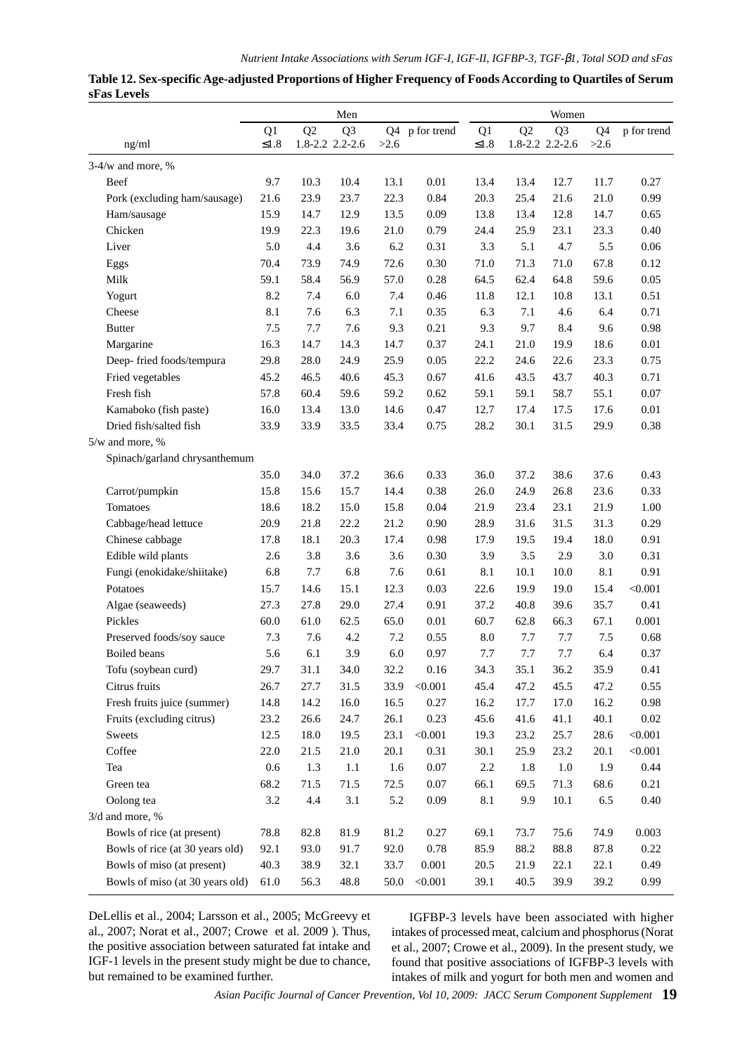**Table 12. Sex-specific Age-adjusted Proportions of Higher Frequency of Foods According to Quartiles of Serum sFas Levels**

| | Men | | | | | Women | | | | |
|---|---|---|---|---|---|---|---|---|---|---|
| | Q1 | Q2 | Q3 | Q4 | p for trend | Q1 | Q2 | Q3 | Q4 | p for trend |
| ng/ml | ≤1.8 | 1.8-2.2 | 2.2-2.6 | >2.6 | | ≤1.8 | 1.8-2.2 | 2.2-2.6 | >2.6 | |
| 3-4/w and more, % | | | | | | | | | | |
| Beef | 9.7 | 10.3 | 10.4 | 13.1 | 0.01 | 13.4 | 13.4 | 12.7 | 11.7 | 0.27 |
| Pork (excluding ham/sausage) | 21.6 | 23.9 | 23.7 | 22.3 | 0.84 | 20.3 | 25.4 | 21.6 | 21.0 | 0.99 |
| Ham/sausage | 15.9 | 14.7 | 12.9 | 13.5 | 0.09 | 13.8 | 13.4 | 12.8 | 14.7 | 0.65 |
| Chicken | 19.9 | 22.3 | 19.6 | 21.0 | 0.79 | 24.4 | 25.9 | 23.1 | 23.3 | 0.40 |
| Liver | 5.0 | 4.4 | 3.6 | 6.2 | 0.31 | 3.3 | 5.1 | 4.7 | 5.5 | 0.06 |
| Eggs | 70.4 | 73.9 | 74.9 | 72.6 | 0.30 | 71.0 | 71.3 | 71.0 | 67.8 | 0.12 |
| Milk | 59.1 | 58.4 | 56.9 | 57.0 | 0.28 | 64.5 | 62.4 | 64.8 | 59.6 | 0.05 |
| Yogurt | 8.2 | 7.4 | 6.0 | 7.4 | 0.46 | 11.8 | 12.1 | 10.8 | 13.1 | 0.51 |
| Cheese | 8.1 | 7.6 | 6.3 | 7.1 | 0.35 | 6.3 | 7.1 | 4.6 | 6.4 | 0.71 |
| Butter | 7.5 | 7.7 | 7.6 | 9.3 | 0.21 | 9.3 | 9.7 | 8.4 | 9.6 | 0.98 |
| Margarine | 16.3 | 14.7 | 14.3 | 14.7 | 0.37 | 24.1 | 21.0 | 19.9 | 18.6 | 0.01 |
| Deep- fried foods/tempura | 29.8 | 28.0 | 24.9 | 25.9 | 0.05 | 22.2 | 24.6 | 22.6 | 23.3 | 0.75 |
| Fried vegetables | 45.2 | 46.5 | 40.6 | 45.3 | 0.67 | 41.6 | 43.5 | 43.7 | 40.3 | 0.71 |
| Fresh fish | 57.8 | 60.4 | 59.6 | 59.2 | 0.62 | 59.1 | 59.1 | 58.7 | 55.1 | 0.07 |
| Kamaboko (fish paste) | 16.0 | 13.4 | 13.0 | 14.6 | 0.47 | 12.7 | 17.4 | 17.5 | 17.6 | 0.01 |
| Dried fish/salted fish | 33.9 | 33.9 | 33.5 | 33.4 | 0.75 | 28.2 | 30.1 | 31.5 | 29.9 | 0.38 |
| 5/w and more, % | | | | | | | | | | |
| Spinach/garland chrysanthemum | 35.0 | 34.0 | 37.2 | 36.6 | 0.33 | 36.0 | 37.2 | 38.6 | 37.6 | 0.43 |
| Carrot/pumpkin | 15.8 | 15.6 | 15.7 | 14.4 | 0.38 | 26.0 | 24.9 | 26.8 | 23.6 | 0.33 |
| Tomatoes | 18.6 | 18.2 | 15.0 | 15.8 | 0.04 | 21.9 | 23.4 | 23.1 | 21.9 | 1.00 |
| Cabbage/head lettuce | 20.9 | 21.8 | 22.2 | 21.2 | 0.90 | 28.9 | 31.6 | 31.5 | 31.3 | 0.29 |
| Chinese cabbage | 17.8 | 18.1 | 20.3 | 17.4 | 0.98 | 17.9 | 19.5 | 19.4 | 18.0 | 0.91 |
| Edible wild plants | 2.6 | 3.8 | 3.6 | 3.6 | 0.30 | 3.9 | 3.5 | 2.9 | 3.0 | 0.31 |
| Fungi (enokidake/shiitake) | 6.8 | 7.7 | 6.8 | 7.6 | 0.61 | 8.1 | 10.1 | 10.0 | 8.1 | 0.91 |
| Potatoes | 15.7 | 14.6 | 15.1 | 12.3 | 0.03 | 22.6 | 19.9 | 19.0 | 15.4 | <0.001 |
| Algae (seaweeds) | 27.3 | 27.8 | 29.0 | 27.4 | 0.91 | 37.2 | 40.8 | 39.6 | 35.7 | 0.41 |
| Pickles | 60.0 | 61.0 | 62.5 | 65.0 | 0.01 | 60.7 | 62.8 | 66.3 | 67.1 | 0.001 |
| Preserved foods/soy sauce | 7.3 | 7.6 | 4.2 | 7.2 | 0.55 | 8.0 | 7.7 | 7.7 | 7.5 | 0.68 |
| Boiled beans | 5.6 | 6.1 | 3.9 | 6.0 | 0.97 | 7.7 | 7.7 | 7.7 | 6.4 | 0.37 |
| Tofu (soybean curd) | 29.7 | 31.1 | 34.0 | 32.2 | 0.16 | 34.3 | 35.1 | 36.2 | 35.9 | 0.41 |
| Citrus fruits | 26.7 | 27.7 | 31.5 | 33.9 | <0.001 | 45.4 | 47.2 | 45.5 | 47.2 | 0.55 |
| Fresh fruits juice (summer) | 14.8 | 14.2 | 16.0 | 16.5 | 0.27 | 16.2 | 17.7 | 17.0 | 16.2 | 0.98 |
| Fruits (excluding citrus) | 23.2 | 26.6 | 24.7 | 26.1 | 0.23 | 45.6 | 41.6 | 41.1 | 40.1 | 0.02 |
| Sweets | 12.5 | 18.0 | 19.5 | 23.1 | <0.001 | 19.3 | 23.2 | 25.7 | 28.6 | <0.001 |
| Coffee | 22.0 | 21.5 | 21.0 | 20.1 | 0.31 | 30.1 | 25.9 | 23.2 | 20.1 | <0.001 |
| Tea | 0.6 | 1.3 | 1.1 | 1.6 | 0.07 | 2.2 | 1.8 | 1.0 | 1.9 | 0.44 |
| Green tea | 68.2 | 71.5 | 71.5 | 72.5 | 0.07 | 66.1 | 69.5 | 71.3 | 68.6 | 0.21 |
| Oolong tea | 3.2 | 4.4 | 3.1 | 5.2 | 0.09 | 8.1 | 9.9 | 10.1 | 6.5 | 0.40 |
| 3/d and more, % | | | | | | | | | | |
| Bowls of rice (at present) | 78.8 | 82.8 | 81.9 | 81.2 | 0.27 | 69.1 | 73.7 | 75.6 | 74.9 | 0.003 |
| Bowls of rice (at 30 years old) | 92.1 | 93.0 | 91.7 | 92.0 | 0.78 | 85.9 | 88.2 | 88.8 | 87.8 | 0.22 |
| Bowls of miso (at present) | 40.3 | 38.9 | 32.1 | 33.7 | 0.001 | 20.5 | 21.9 | 22.1 | 22.1 | 0.49 |
| Bowls of miso (at 30 years old) | 61.0 | 56.3 | 48.8 | 50.0 | <0.001 | 39.1 | 40.5 | 39.9 | 39.2 | 0.99 |

DeLellis et al., 2004; Larsson et al., 2005; McGreevy et al., 2007; Norat et al., 2007; Crowe et al. 2009 ). Thus, the positive association between saturated fat intake and IGF-1 levels in the present study might be due to chance, but remained to be examined further.

IGFBP-3 levels have been associated with higher intakes of processed meat, calcium and phosphorus (Norat et al., 2007; Crowe et al., 2009). In the present study, we found that positive associations of IGFBP-3 levels with intakes of milk and yogurt for both men and women and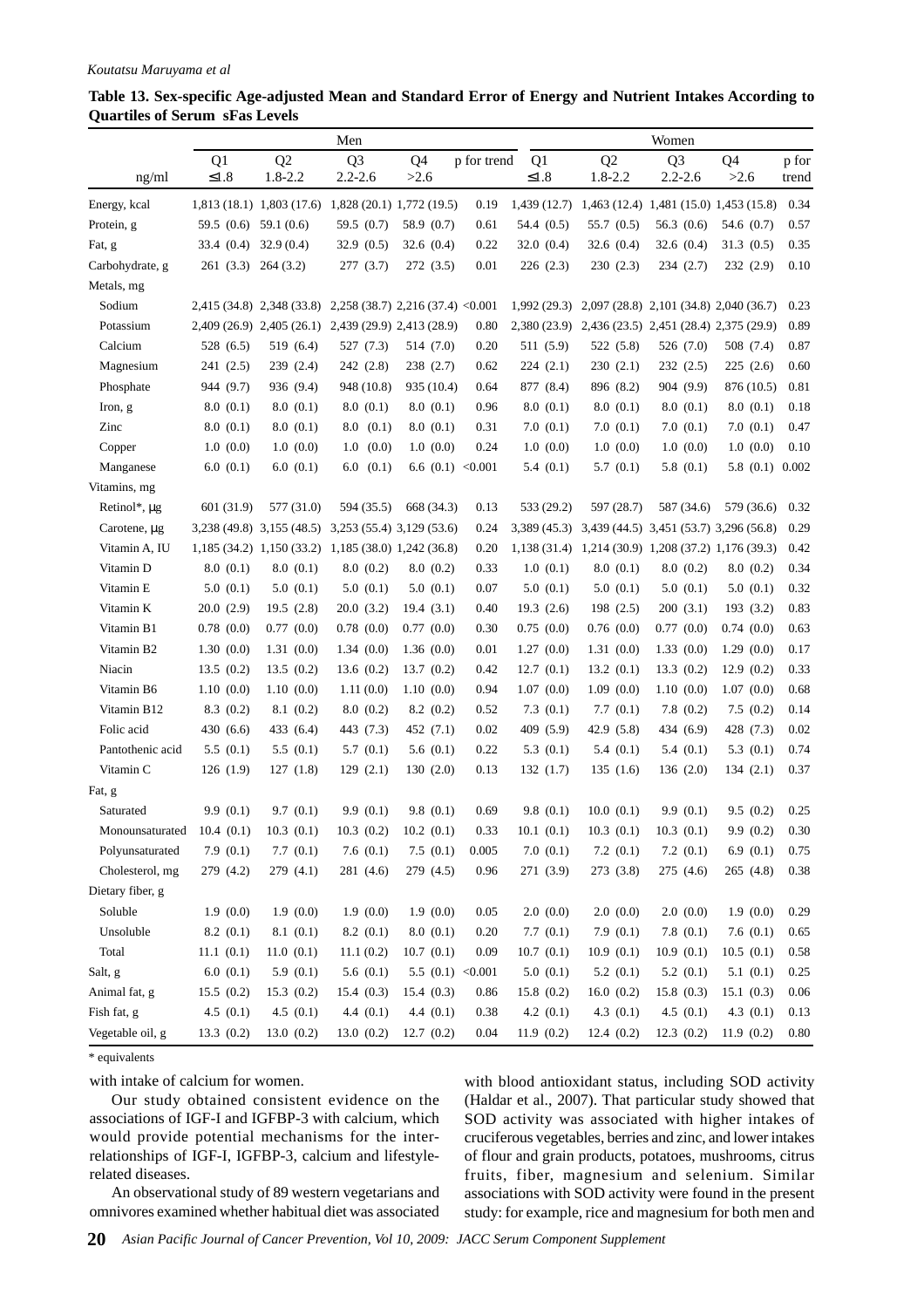**Table 13. Sex-specific Age-adjusted Mean and Standard Error of Energy and Nutrient Intakes According to Quartiles of Serum sFas Levels**

| | Men | | | | | Women | | | | |
|---|---|---|---|---|---|---|---|---|---|---|
| ng/ml | Q1 ≤1.8 | Q2 1.8-2.2 | Q3 2.2-2.6 | Q4 >2.6 | p for trend | Q1 ≤1.8 | Q2 1.8-2.2 | Q3 2.2-2.6 | Q4 >2.6 | p for trend |
| Energy, kcal | 1,813 (18.1) | 1,803 (17.6) | 1,828 (20.1) | 1,772 (19.5) | 0.19 | 1,439 (12.7) | 1,463 (12.4) | 1,481 (15.0) | 1,453 (15.8) | 0.34 |
| Protein, g | 59.5 (0.6) | 59.1 (0.6) | 59.5 (0.7) | 58.9 (0.7) | 0.61 | 54.4 (0.5) | 55.7 (0.5) | 56.3 (0.6) | 54.6 (0.7) | 0.57 |
| Fat, g | 33.4 (0.4) | 32.9 (0.4) | 32.9 (0.5) | 32.6 (0.4) | 0.22 | 32.0 (0.4) | 32.6 (0.4) | 32.6 (0.4) | 31.3 (0.5) | 0.35 |
| Carbohydrate, g | 261 (3.3) | 264 (3.2) | 277 (3.7) | 272 (3.5) | 0.01 | 226 (2.3) | 230 (2.3) | 234 (2.7) | 232 (2.9) | 0.10 |
| Metals, mg | | | | | | | | | | |
| Sodium | 2,415 (34.8) | 2,348 (33.8) | 2,258 (38.7) | 2,216 (37.4) | <0.001 | 1,992 (29.3) | 2,097 (28.8) | 2,101 (34.8) | 2,040 (36.7) | 0.23 |
| Potassium | 2,409 (26.9) | 2,405 (26.1) | 2,439 (29.9) | 2,413 (28.9) | 0.80 | 2,380 (23.9) | 2,436 (23.5) | 2,451 (28.4) | 2,375 (29.9) | 0.89 |
| Calcium | 528 (6.5) | 519 (6.4) | 527 (7.3) | 514 (7.0) | 0.20 | 511 (5.9) | 522 (5.8) | 526 (7.0) | 508 (7.4) | 0.87 |
| Magnesium | 241 (2.5) | 239 (2.4) | 242 (2.8) | 238 (2.7) | 0.62 | 224 (2.1) | 230 (2.1) | 232 (2.5) | 225 (2.6) | 0.60 |
| Phosphate | 944 (9.7) | 936 (9.4) | 948 (10.8) | 935 (10.4) | 0.64 | 877 (8.4) | 896 (8.2) | 904 (9.9) | 876 (10.5) | 0.81 |
| Iron, g | 8.0 (0.1) | 8.0 (0.1) | 8.0 (0.1) | 8.0 (0.1) | 0.96 | 8.0 (0.1) | 8.0 (0.1) | 8.0 (0.1) | 8.0 (0.1) | 0.18 |
| Zinc | 8.0 (0.1) | 8.0 (0.1) | 8.0 (0.1) | 8.0 (0.1) | 0.31 | 7.0 (0.1) | 7.0 (0.1) | 7.0 (0.1) | 7.0 (0.1) | 0.47 |
| Copper | 1.0 (0.0) | 1.0 (0.0) | 1.0 (0.0) | 1.0 (0.0) | 0.24 | 1.0 (0.0) | 1.0 (0.0) | 1.0 (0.0) | 1.0 (0.0) | 0.10 |
| Manganese | 6.0 (0.1) | 6.0 (0.1) | 6.0 (0.1) | 6.6 (0.1) | <0.001 | 5.4 (0.1) | 5.7 (0.1) | 5.8 (0.1) | 5.8 (0.1) | 0.002 |
| Vitamins, mg | | | | | | | | | | |
| Retinol*, μg | 601 (31.9) | 577 (31.0) | 594 (35.5) | 668 (34.3) | 0.13 | 533 (29.2) | 597 (28.7) | 587 (34.6) | 579 (36.6) | 0.32 |
| Carotene, μg | 3,238 (49.8) | 3,155 (48.5) | 3,253 (55.4) | 3,129 (53.6) | 0.24 | 3,389 (45.3) | 3,439 (44.5) | 3,451 (53.7) | 3,296 (56.8) | 0.29 |
| Vitamin A, IU | 1,185 (34.2) | 1,150 (33.2) | 1,185 (38.0) | 1,242 (36.8) | 0.20 | 1,138 (31.4) | 1,214 (30.9) | 1,208 (37.2) | 1,176 (39.3) | 0.42 |
| Vitamin D | 8.0 (0.1) | 8.0 (0.1) | 8.0 (0.2) | 8.0 (0.2) | 0.33 | 1.0 (0.1) | 8.0 (0.1) | 8.0 (0.2) | 8.0 (0.2) | 0.34 |
| Vitamin E | 5.0 (0.1) | 5.0 (0.1) | 5.0 (0.1) | 5.0 (0.1) | 0.07 | 5.0 (0.1) | 5.0 (0.1) | 5.0 (0.1) | 5.0 (0.1) | 0.32 |
| Vitamin K | 20.0 (2.9) | 19.5 (2.8) | 20.0 (3.2) | 19.4 (3.1) | 0.40 | 19.3 (2.6) | 198 (2.5) | 200 (3.1) | 193 (3.2) | 0.83 |
| Vitamin B1 | 0.78 (0.0) | 0.77 (0.0) | 0.78 (0.0) | 0.77 (0.0) | 0.30 | 0.75 (0.0) | 0.76 (0.0) | 0.77 (0.0) | 0.74 (0.0) | 0.63 |
| Vitamin B2 | 1.30 (0.0) | 1.31 (0.0) | 1.34 (0.0) | 1.36 (0.0) | 0.01 | 1.27 (0.0) | 1.31 (0.0) | 1.33 (0.0) | 1.29 (0.0) | 0.17 |
| Niacin | 13.5 (0.2) | 13.5 (0.2) | 13.6 (0.2) | 13.7 (0.2) | 0.42 | 12.7 (0.1) | 13.2 (0.1) | 13.3 (0.2) | 12.9 (0.2) | 0.33 |
| Vitamin B6 | 1.10 (0.0) | 1.10 (0.0) | 1.11 (0.0) | 1.10 (0.0) | 0.94 | 1.07 (0.0) | 1.09 (0.0) | 1.10 (0.0) | 1.07 (0.0) | 0.68 |
| Vitamin B12 | 8.3 (0.2) | 8.1 (0.2) | 8.0 (0.2) | 8.2 (0.2) | 0.52 | 7.3 (0.1) | 7.7 (0.1) | 7.8 (0.2) | 7.5 (0.2) | 0.14 |
| Folic acid | 430 (6.6) | 433 (6.4) | 443 (7.3) | 452 (7.1) | 0.02 | 409 (5.9) | 42.9 (5.8) | 434 (6.9) | 428 (7.3) | 0.02 |
| Pantothenic acid | 5.5 (0.1) | 5.5 (0.1) | 5.7 (0.1) | 5.6 (0.1) | 0.22 | 5.3 (0.1) | 5.4 (0.1) | 5.4 (0.1) | 5.3 (0.1) | 0.74 |
| Vitamin C | 126 (1.9) | 127 (1.8) | 129 (2.1) | 130 (2.0) | 0.13 | 132 (1.7) | 135 (1.6) | 136 (2.0) | 134 (2.1) | 0.37 |
| Fat, g | | | | | | | | | | |
| Saturated | 9.9 (0.1) | 9.7 (0.1) | 9.9 (0.1) | 9.8 (0.1) | 0.69 | 9.8 (0.1) | 10.0 (0.1) | 9.9 (0.1) | 9.5 (0.2) | 0.25 |
| Monounsaturated | 10.4 (0.1) | 10.3 (0.1) | 10.3 (0.2) | 10.2 (0.1) | 0.33 | 10.1 (0.1) | 10.3 (0.1) | 10.3 (0.1) | 9.9 (0.2) | 0.30 |
| Polyunsaturated | 7.9 (0.1) | 7.7 (0.1) | 7.6 (0.1) | 7.5 (0.1) | 0.005 | 7.0 (0.1) | 7.2 (0.1) | 7.2 (0.1) | 6.9 (0.1) | 0.75 |
| Cholesterol, mg | 279 (4.2) | 279 (4.1) | 281 (4.6) | 279 (4.5) | 0.96 | 271 (3.9) | 273 (3.8) | 275 (4.6) | 265 (4.8) | 0.38 |
| Dietary fiber, g | | | | | | | | | | |
| Soluble | 1.9 (0.0) | 1.9 (0.0) | 1.9 (0.0) | 1.9 (0.0) | 0.05 | 2.0 (0.0) | 2.0 (0.0) | 2.0 (0.0) | 1.9 (0.0) | 0.29 |
| Unsoluble | 8.2 (0.1) | 8.1 (0.1) | 8.2 (0.1) | 8.0 (0.1) | 0.20 | 7.7 (0.1) | 7.9 (0.1) | 7.8 (0.1) | 7.6 (0.1) | 0.65 |
| Total | 11.1 (0.1) | 11.0 (0.1) | 11.1 (0.2) | 10.7 (0.1) | 0.09 | 10.7 (0.1) | 10.9 (0.1) | 10.9 (0.1) | 10.5 (0.1) | 0.58 |
| Salt, g | 6.0 (0.1) | 5.9 (0.1) | 5.6 (0.1) | 5.5 (0.1) | <0.001 | 5.0 (0.1) | 5.2 (0.1) | 5.2 (0.1) | 5.1 (0.1) | 0.25 |
| Animal fat, g | 15.5 (0.2) | 15.3 (0.2) | 15.4 (0.3) | 15.4 (0.3) | 0.86 | 15.8 (0.2) | 16.0 (0.2) | 15.8 (0.3) | 15.1 (0.3) | 0.06 |
| Fish fat, g | 4.5 (0.1) | 4.5 (0.1) | 4.4 (0.1) | 4.4 (0.1) | 0.38 | 4.2 (0.1) | 4.3 (0.1) | 4.5 (0.1) | 4.3 (0.1) | 0.13 |
| Vegetable oil, g | 13.3 (0.2) | 13.0 (0.2) | 13.0 (0.2) | 12.7 (0.2) | 0.04 | 11.9 (0.2) | 12.4 (0.2) | 12.3 (0.2) | 11.9 (0.2) | 0.80 |

\* equivalents

with intake of calcium for women.

Our study obtained consistent evidence on the associations of IGF-I and IGFBP-3 with calcium, which would provide potential mechanisms for the inter-relationships of IGF-I, IGFBP-3, calcium and lifestyle-related diseases.

An observational study of 89 western vegetarians and omnivores examined whether habitual diet was associated with blood antioxidant status, including SOD activity (Haldar et al., 2007). That particular study showed that SOD activity was associated with higher intakes of cruciferous vegetables, berries and zinc, and lower intakes of flour and grain products, potatoes, mushrooms, citrus fruits, fiber, magnesium and selenium. Similar associations with SOD activity were found in the present study: for example, rice and magnesium for both men and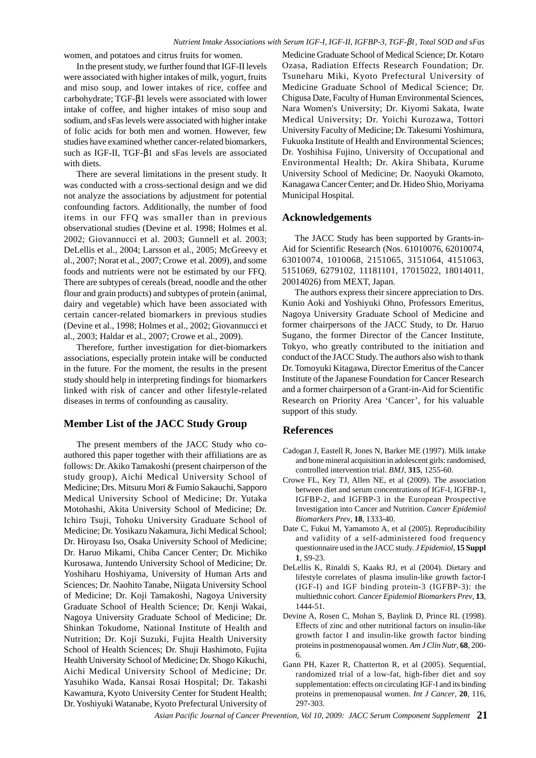women, and potatoes and citrus fruits for women.

In the present study, we further found that IGF-II levels were associated with higher intakes of milk, yogurt, fruits and miso soup, and lower intakes of rice, coffee and carbohydrate; TGF-β1 levels were associated with lower intake of coffee, and higher intakes of miso soup and sodium, and sFas levels were associated with higher intake of folic acids for both men and women. However, few studies have examined whether cancer-related biomarkers, such as IGF-II, TGF-β1 and sFas levels are associated with diets.

There are several limitations in the present study. It was conducted with a cross-sectional design and we did not analyze the associations by adjustment for potential confounding factors. Additionally, the number of food items in our FFQ was smaller than in previous observational studies (Devine et al. 1998; Holmes et al. 2002; Giovannucci et al. 2003; Gunnell et al. 2003; DeLellis et al., 2004; Larsson et al., 2005; McGreevy et al., 2007; Norat et al., 2007; Crowe et al. 2009), and some foods and nutrients were not be estimated by our FFQ. There are subtypes of cereals (bread, noodle and the other flour and grain products) and subtypes of protein (animal, dairy and vegetable) which have been associated with certain cancer-related biomarkers in previous studies (Devine et al., 1998; Holmes et al., 2002; Giovannucci et al., 2003; Haldar et al., 2007; Crowe et al., 2009).

Therefore, further investigation for diet-biomarkers associations, especially protein intake will be conducted in the future. For the moment, the results in the present study should help in interpreting findings for biomarkers linked with risk of cancer and other lifestyle-related diseases in terms of confounding as causality.

## Member List of the JACC Study Group

The present members of the JACC Study who co-authored this paper together with their affiliations are as follows: Dr. Akiko Tamakoshi (present chairperson of the study group), Aichi Medical University School of Medicine; Drs. Mitsuru Mori & Fumio Sakauchi, Sapporo Medical University School of Medicine; Dr. Yutaka Motohashi, Akita University School of Medicine; Dr. Ichiro Tsuji, Tohoku University Graduate School of Medicine; Dr. Yosikazu Nakamura, Jichi Medical School; Dr. Hiroyasu Iso, Osaka University School of Medicine; Dr. Haruo Mikami, Chiba Cancer Center; Dr. Michiko Kurosawa, Juntendo University School of Medicine; Dr. Yoshiharu Hoshiyama, University of Human Arts and Sciences; Dr. Naohito Tanabe, Niigata University School of Medicine; Dr. Koji Tamakoshi, Nagoya University Graduate School of Health Science; Dr. Kenji Wakai, Nagoya University Graduate School of Medicine; Dr. Shinkan Tokudome, National Institute of Health and Nutrition; Dr. Koji Suzuki, Fujita Health University School of Health Sciences; Dr. Shuji Hashimoto, Fujita Health University School of Medicine; Dr. Shogo Kikuchi, Aichi Medical University School of Medicine; Dr. Yasuhiko Wada, Kansai Rosai Hospital; Dr. Takashi Kawamura, Kyoto University Center for Student Health; Dr. Yoshiyuki Watanabe, Kyoto Prefectural University of Medicine Graduate School of Medical Science; Dr. Kotaro Ozasa, Radiation Effects Research Foundation; Dr. Tsuneharu Miki, Kyoto Prefectural University of Medicine Graduate School of Medical Science; Dr. Chigusa Date, Faculty of Human Environmental Sciences, Nara Women's University; Dr. Kiyomi Sakata, Iwate Medical University; Dr. Yoichi Kurozawa, Tottori University Faculty of Medicine; Dr. Takesumi Yoshimura, Fukuoka Institute of Health and Environmental Sciences; Dr. Yoshihisa Fujino, University of Occupational and Environmental Health; Dr. Akira Shibata, Kurume University School of Medicine; Dr. Naoyuki Okamoto, Kanagawa Cancer Center; and Dr. Hideo Shio, Moriyama Municipal Hospital.

## Acknowledgements

The JACC Study has been supported by Grants-in-Aid for Scientific Research (Nos. 61010076, 62010074, 63010074, 1010068, 2151065, 3151064, 4151063, 5151069, 6279102, 11181101, 17015022, 18014011, 20014026) from MEXT, Japan.

The authors express their sincere appreciation to Drs. Kunio Aoki and Yoshiyuki Ohno, Professors Emeritus, Nagoya University Graduate School of Medicine and former chairpersons of the JACC Study, to Dr. Haruo Sugano, the former Director of the Cancer Institute, Tokyo, who greatly contributed to the initiation and conduct of the JACC Study. The authors also wish to thank Dr. Tomoyuki Kitagawa, Director Emeritus of the Cancer Institute of the Japanese Foundation for Cancer Research and a former chairperson of a Grant-in-Aid for Scientific Research on Priority Area 'Cancer', for his valuable support of this study.

## References

Cadogan J, Eastell R, Jones N, Barker ME (1997). Milk intake and bone mineral acquisition in adolescent girls: randomised, controlled intervention trial. *BMJ*, **315**, 1255-60.

Crowe FL, Key TJ, Allen NE, et al (2009). The association between diet and serum concentrations of IGF-I, IGFBP-1, IGFBP-2, and IGFBP-3 in the European Prospective Investigation into Cancer and Nutrition. *Cancer Epidemiol Biomarkers Prev*, **18**, 1333-40.

Date C, Fukui M, Yamamoto A, et al (2005). Reproducibility and validity of a self-administered food frequency questionnaire used in the JACC study. *J Epidemiol*, **15 Suppl 1**, S9-23.

DeLellis K, Rinaldi S, Kaaks RJ, et al (2004). Dietary and lifestyle correlates of plasma insulin-like growth factor-I (IGF-I) and IGF binding protein-3 (IGFBP-3): the multiethnic cohort. *Cancer Epidemiol Biomarkers Prev*, **13**, 1444-51.

Devine A, Rosen C, Mohan S, Baylink D, Prince RL (1998). Effects of zinc and other nutritional factors on insulin-like growth factor I and insulin-like growth factor binding proteins in postmenopausal women. *Am J Clin Nutr*, **68**, 200-6.

Gann PH, Kazer R, Chatterton R, et al (2005). Sequential, randomized trial of a low-fat, high-fiber diet and soy supplementation: effects on circulating IGF-I and its binding proteins in premenopausal women. *Int J Cancer*, **20**, 116, 297-303.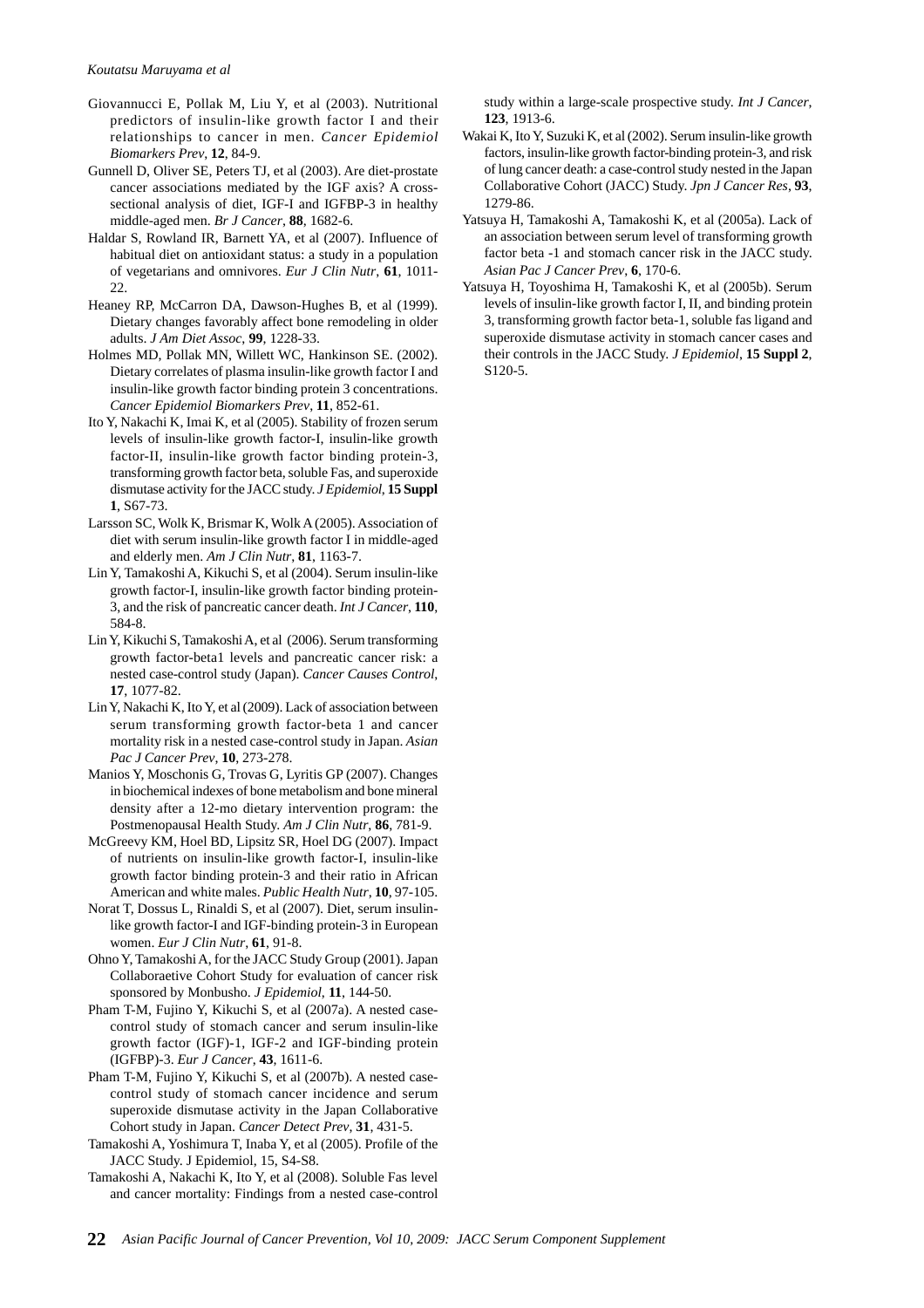Giovannucci E, Pollak M, Liu Y, et al (2003). Nutritional predictors of insulin-like growth factor I and their relationships to cancer in men. *Cancer Epidemiol Biomarkers Prev*, **12**, 84-9.

Gunnell D, Oliver SE, Peters TJ, et al (2003). Are diet-prostate cancer associations mediated by the IGF axis? A cross-sectional analysis of diet, IGF-I and IGFBP-3 in healthy middle-aged men. *Br J Cancer*, **88**, 1682-6.

Haldar S, Rowland IR, Barnett YA, et al (2007). Influence of habitual diet on antioxidant status: a study in a population of vegetarians and omnivores. *Eur J Clin Nutr*, **61**, 1011-22.

Heaney RP, McCarron DA, Dawson-Hughes B, et al (1999). Dietary changes favorably affect bone remodeling in older adults. *J Am Diet Assoc*, **99**, 1228-33.

Holmes MD, Pollak MN, Willett WC, Hankinson SE. (2002). Dietary correlates of plasma insulin-like growth factor I and insulin-like growth factor binding protein 3 concentrations. *Cancer Epidemiol Biomarkers Prev*, **11**, 852-61.

Ito Y, Nakachi K, Imai K, et al (2005). Stability of frozen serum levels of insulin-like growth factor-I, insulin-like growth factor-II, insulin-like growth factor binding protein-3, transforming growth factor beta, soluble Fas, and superoxide dismutase activity for the JACC study. *J Epidemiol*, **15 Suppl 1**, S67-73.

Larsson SC, Wolk K, Brismar K, Wolk A (2005). Association of diet with serum insulin-like growth factor I in middle-aged and elderly men. *Am J Clin Nutr*, **81**, 1163-7.

Lin Y, Tamakoshi A, Kikuchi S, et al (2004). Serum insulin-like growth factor-I, insulin-like growth factor binding protein-3, and the risk of pancreatic cancer death. *Int J Cancer*, **110**, 584-8.

Lin Y, Kikuchi S, Tamakoshi A, et al (2006). Serum transforming growth factor-beta1 levels and pancreatic cancer risk: a nested case-control study (Japan). *Cancer Causes Control*, **17**, 1077-82.

Lin Y, Nakachi K, Ito Y, et al (2009). Lack of association between serum transforming growth factor-beta 1 and cancer mortality risk in a nested case-control study in Japan. *Asian Pac J Cancer Prev*, **10**, 273-278.

Manios Y, Moschonis G, Trovas G, Lyritis GP (2007). Changes in biochemical indexes of bone metabolism and bone mineral density after a 12-mo dietary intervention program: the Postmenopausal Health Study. *Am J Clin Nutr*, **86**, 781-9.

McGreevy KM, Hoel BD, Lipsitz SR, Hoel DG (2007). Impact of nutrients on insulin-like growth factor-I, insulin-like growth factor binding protein-3 and their ratio in African American and white males. *Public Health Nutr*, **10**, 97-105.

Norat T, Dossus L, Rinaldi S, et al (2007). Diet, serum insulin-like growth factor-I and IGF-binding protein-3 in European women. *Eur J Clin Nutr*, **61**, 91-8.

Ohno Y, Tamakoshi A, for the JACC Study Group (2001). Japan Collaboraetive Cohort Study for evaluation of cancer risk sponsored by Monbusho. *J Epidemiol*, **11**, 144-50.

Pham T-M, Fujino Y, Kikuchi S, et al (2007a). A nested case-control study of stomach cancer and serum insulin-like growth factor (IGF)-1, IGF-2 and IGF-binding protein (IGFBP)-3. *Eur J Cancer*, **43**, 1611-6.

Pham T-M, Fujino Y, Kikuchi S, et al (2007b). A nested case-control study of stomach cancer incidence and serum superoxide dismutase activity in the Japan Collaborative Cohort study in Japan. *Cancer Detect Prev*, **31**, 431-5.

Tamakoshi A, Yoshimura T, Inaba Y, et al (2005). Profile of the JACC Study. J Epidemiol, 15, S4-S8.

Tamakoshi A, Nakachi K, Ito Y, et al (2008). Soluble Fas level and cancer mortality: Findings from a nested case-control study within a large-scale prospective study. *Int J Cancer*, **123**, 1913-6.

Wakai K, Ito Y, Suzuki K, et al (2002). Serum insulin-like growth factors, insulin-like growth factor-binding protein-3, and risk of lung cancer death: a case-control study nested in the Japan Collaborative Cohort (JACC) Study. *Jpn J Cancer Res*, **93**, 1279-86.

Yatsuya H, Tamakoshi A, Tamakoshi K, et al (2005a). Lack of an association between serum level of transforming growth factor beta -1 and stomach cancer risk in the JACC study. *Asian Pac J Cancer Prev*, **6**, 170-6.

Yatsuya H, Toyoshima H, Tamakoshi K, et al (2005b). Serum levels of insulin-like growth factor I, II, and binding protein 3, transforming growth factor beta-1, soluble fas ligand and superoxide dismutase activity in stomach cancer cases and their controls in the JACC Study. *J Epidemiol*, **15 Suppl 2**, S120-5.